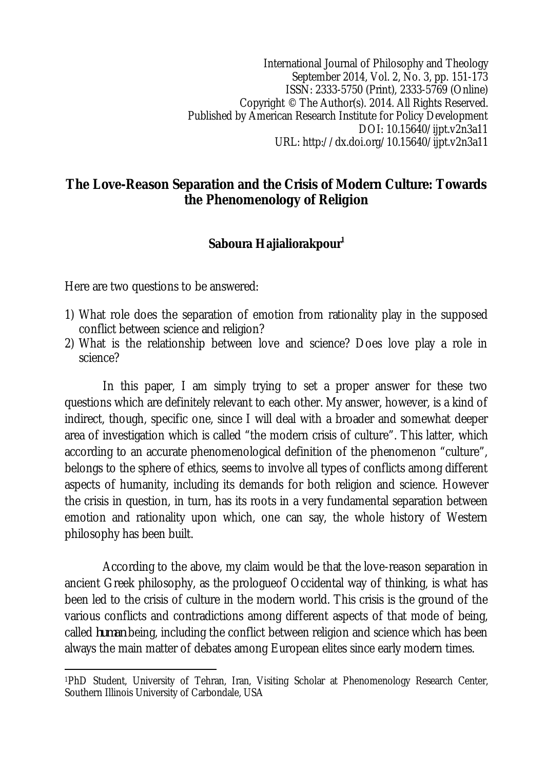International Journal of Philosophy and Theology
September 2014, Vol. 2, No. 3, pp. 151-173
ISSN: 2333-5750 (Print), 2333-5769 (Online)
Copyright © The Author(s). 2014. All Rights Reserved.
Published by American Research Institute for Policy Development
DOI: 10.15640/ijpt.v2n3a11
URL: http://dx.doi.org/10.15640/ijpt.v2n3a11

# The Love-Reason Separation and the Crisis of Modern Culture: Towards the Phenomenology of Religion

**Saboura Hajialiorakpour**[1]

Here are two questions to be answered:

1) What role does the separation of emotion from rationality play in the supposed conflict between science and religion?
2) What is the relationship between love and science? Does love play a role in science?

In this paper, I am simply trying to set a proper answer for these two questions which are definitely relevant to each other. My answer, however, is a kind of indirect, though, specific one, since I will deal with a broader and somewhat deeper area of investigation which is called "the modern crisis of culture". This latter, which according to an accurate phenomenological definition of the phenomenon "culture", belongs to the sphere of ethics, seems to involve all types of conflicts among different aspects of humanity, including its demands for both religion and science. However the crisis in question, in turn, has its roots in a very fundamental separation between emotion and rationality upon which, one can say, the whole history of Western philosophy has been built.

According to the above, my claim would be that the love-reason separation in ancient Greek philosophy, as the prologueof Occidental way of thinking, is what has been led to the crisis of culture in the modern world. This crisis is the ground of the various conflicts and contradictions among different aspects of that mode of being, called *human* being, including the conflict between religion and science which has been always the main matter of debates among European elites since early modern times.

---

[1]PhD Student, University of Tehran, Iran, Visiting Scholar at Phenomenology Research Center, Southern Illinois University of Carbondale, USA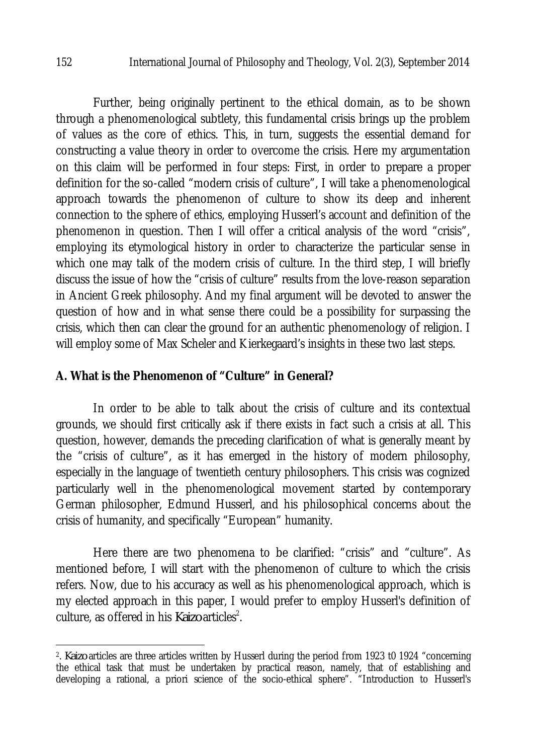Further, being originally pertinent to the ethical domain, as to be shown through a phenomenological subtlety, this fundamental crisis brings up the problem of values as the core of ethics. This, in turn, suggests the essential demand for constructing a value theory in order to overcome the crisis. Here my argumentation on this claim will be performed in four steps: First, in order to prepare a proper definition for the so-called "modern crisis of culture", I will take a phenomenological approach towards the phenomenon of culture to show its deep and inherent connection to the sphere of ethics, employing Husserl's account and definition of the phenomenon in question. Then I will offer a critical analysis of the word "crisis", employing its etymological history in order to characterize the particular sense in which one may talk of the modern crisis of culture. In the third step, I will briefly discuss the issue of how the "crisis of culture" results from the love-reason separation in Ancient Greek philosophy. And my final argument will be devoted to answer the question of how and in what sense there could be a possibility for surpassing the crisis, which then can clear the ground for an authentic phenomenology of religion. I will employ some of Max Scheler and Kierkegaard's insights in these two last steps.

## A. What is the Phenomenon of "Culture" in General?

In order to be able to talk about the crisis of culture and its contextual grounds, we should first critically ask if there exists in fact such a crisis at all. This question, however, demands the preceding clarification of what is generally meant by the "crisis of culture", as it has emerged in the history of modern philosophy, especially in the language of twentieth century philosophers. This crisis was cognized particularly well in the phenomenological movement started by contemporary German philosopher, Edmund Husserl, and his philosophical concerns about the crisis of humanity, and specifically "European" humanity.

Here there are two phenomena to be clarified: "crisis" and "culture". As mentioned before, I will start with the phenomenon of culture to which the crisis refers. Now, due to his accuracy as well as his phenomenological approach, which is my elected approach in this paper, I would prefer to employ Husserl's definition of culture, as offered in his *Kaizo* articles[2].

---

[2]. *Kaizo* articles are three articles written by Husserl during the period from 1923 t0 1924 "concerning the ethical task that must be undertaken by practical reason, namely, that of establishing and developing a rational, a priori science of the socio-ethical sphere". "Introduction to Husserl's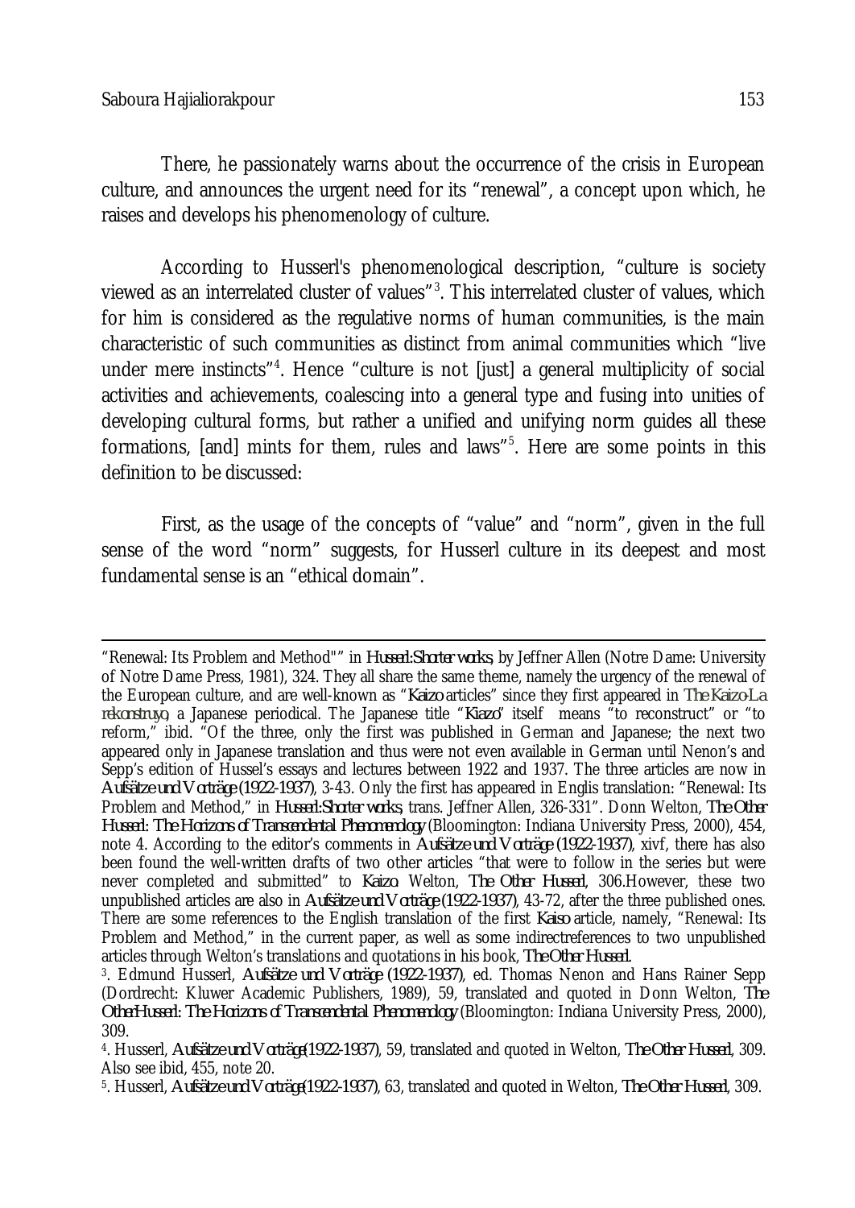There, he passionately warns about the occurrence of the crisis in European culture, and announces the urgent need for its "renewal", a concept upon which, he raises and develops his phenomenology of culture.

According to Husserl's phenomenological description, "culture is society viewed as an interrelated cluster of values"[3]. This interrelated cluster of values, which for him is considered as the regulative norms of human communities, is the main characteristic of such communities as distinct from animal communities which "live under mere instincts"[4]. Hence "culture is not [just] a general multiplicity of social activities and achievements, coalescing into a general type and fusing into unities of developing cultural forms, but rather a unified and unifying norm guides all these formations, [and] mints for them, rules and laws"[5]. Here are some points in this definition to be discussed:

First, as the usage of the concepts of "value" and "norm", given in the full sense of the word "norm" suggests, for Husserl culture in its deepest and most fundamental sense is an "ethical domain".

---

"Renewal: Its Problem and Method"" in *Husserl:Shorter works*, by Jeffner Allen (Notre Dame: University of Notre Dame Press, 1981), 324. They all share the same theme, namely the urgency of the renewal of the European culture, and are well-known as "*Kaizo* articles" since they first appeared in *The Kaizo-La rekonstruyo*, a Japanese periodical. The Japanese title "*Kiazo*" itself means "to reconstruct" or "to reform," ibid. "Of the three, only the first was published in German and Japanese; the next two appeared only in Japanese translation and thus were not even available in German until Nenon's and Sepp's edition of Hussel's essays and lectures between 1922 and 1937. The three articles are now in *Aufsätze und Vorträge (1922-1937)*, 3-43. Only the first has appeared in Englis translation: "Renewal: Its Problem and Method," in *Husserl:Shorter works*, trans. Jeffner Allen, 326-331". Donn Welton, *The Other Husserl: The Horizons of Transcendental Phenomenology* (Bloomington: Indiana University Press, 2000), 454, note 4. According to the editor's comments in *Aufsätze und Vorträge (1922-1937)*, xivf, there has also been found the well-written drafts of two other articles "that were to follow in the series but were never completed and submitted" to *Kaizo*. Welton, *The Other Husserl*, 306.However, these two unpublished articles are also in *Aufsätze und Vorträge (1922-1937)*, 43-72, after the three published ones. There are some references to the English translation of the first *Kaiso* article, namely, "Renewal: Its Problem and Method," in the current paper, as well as some indirectreferences to two unpublished articles through Welton's translations and quotations in his book, *The Other Husserl*.

[3]. Edmund Husserl, *Aufsätze und Vorträge (1922-1937)*, ed. Thomas Nenon and Hans Rainer Sepp (Dordrecht: Kluwer Academic Publishers, 1989), 59, translated and quoted in Donn Welton, *The OtherHusserl: The Horizons of Transcendental Phenomenology* (Bloomington: Indiana University Press, 2000), 309.

[4]. Husserl, *Aufsätze und Vorträge(1922-1937)*, 59, translated and quoted in Welton, *The Other Husserl*, 309. Also see ibid, 455, note 20.

[5]. Husserl, *Aufsätze und Vorträge(1922-1937)*, 63, translated and quoted in Welton, *The Other Husserl*, 309.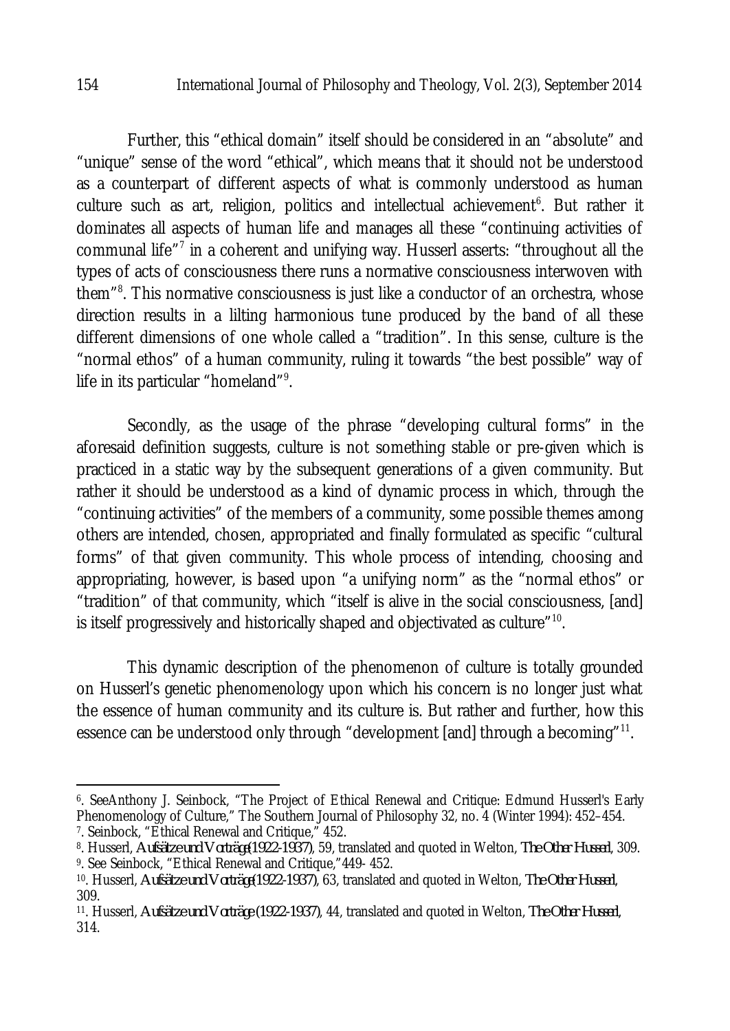Further, this "ethical domain" itself should be considered in an "absolute" and "unique" sense of the word "ethical", which means that it should not be understood as a counterpart of different aspects of what is commonly understood as human culture such as art, religion, politics and intellectual achievement[6]. But rather it dominates all aspects of human life and manages all these "continuing activities of communal life"[7] in a coherent and unifying way. Husserl asserts: "throughout all the types of acts of consciousness there runs a normative consciousness interwoven with them"[8]. This normative consciousness is just like a conductor of an orchestra, whose direction results in a lilting harmonious tune produced by the band of all these different dimensions of one whole called a "tradition". In this sense, culture is the "normal ethos" of a human community, ruling it towards "the best possible" way of life in its particular "homeland"[9].

Secondly, as the usage of the phrase "developing cultural forms" in the aforesaid definition suggests, culture is not something stable or pre-given which is practiced in a static way by the subsequent generations of a given community. But rather it should be understood as a kind of dynamic process in which, through the "continuing activities" of the members of a community, some possible themes among others are intended, chosen, appropriated and finally formulated as specific "cultural forms" of that given community. This whole process of intending, choosing and appropriating, however, is based upon "a unifying norm" as the "normal ethos" or "tradition" of that community, which "itself is alive in the social consciousness, [and] is itself progressively and historically shaped and objectivated as culture"[10].

This dynamic description of the phenomenon of culture is totally grounded on Husserl's genetic phenomenology upon which his concern is no longer just what the essence of human community and its culture is. But rather and further, how this essence can be understood only through "development [and] through a becoming"[11].

---

6. SeeAnthony J. Seinbock, "The Project of Ethical Renewal and Critique: Edmund Husserl's Early Phenomenology of Culture," The Southern Journal of Philosophy 32, no. 4 (Winter 1994): 452–454.

7. Seinbock, "Ethical Renewal and Critique," 452.

8. Husserl, *Aufsätze und Vorträge(1922-1937)*, 59, translated and quoted in Welton, *The Other Husserl*, 309.

9. See Seinbock, "Ethical Renewal and Critique,"449- 452.

10. Husserl, *Aufsätze und Vorträge(1922-1937)*, 63, translated and quoted in Welton, *The Other Husserl*, 309.

11. Husserl, *Aufsätze und Vorträge (1922-1937)*, 44, translated and quoted in Welton, *The Other Husserl*, 314.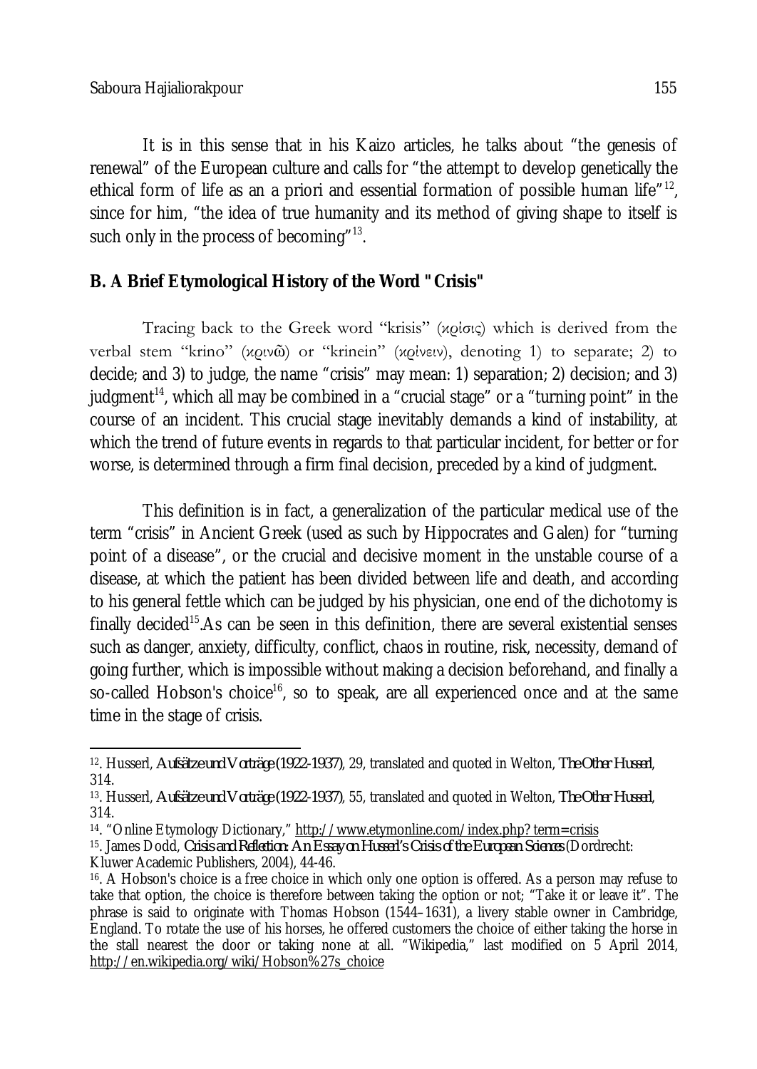It is in this sense that in his Kaizo articles, he talks about "the genesis of renewal" of the European culture and calls for "the attempt to develop genetically the ethical form of life as an a priori and essential formation of possible human life"[12], since for him, "the idea of true humanity and its method of giving shape to itself is such only in the process of becoming"[13].

## B. A Brief Etymological History of the Word "Crisis"

Tracing back to the Greek word "krisis" (κρίσις) which is derived from the verbal stem "krino" (κρινῶ) or "krinein" (κρίνειν), denoting 1) to separate; 2) to decide; and 3) to judge, the name "crisis" may mean: 1) separation; 2) decision; and 3) judgment[14], which all may be combined in a "crucial stage" or a "turning point" in the course of an incident. This crucial stage inevitably demands a kind of instability, at which the trend of future events in regards to that particular incident, for better or for worse, is determined through a firm final decision, preceded by a kind of judgment.

This definition is in fact, a generalization of the particular medical use of the term "crisis" in Ancient Greek (used as such by Hippocrates and Galen) for "turning point of a disease", or the crucial and decisive moment in the unstable course of a disease, at which the patient has been divided between life and death, and according to his general fettle which can be judged by his physician, one end of the dichotomy is finally decided[15].As can be seen in this definition, there are several existential senses such as danger, anxiety, difficulty, conflict, chaos in routine, risk, necessity, demand of going further, which is impossible without making a decision beforehand, and finally a so-called Hobson's choice[16], so to speak, are all experienced once and at the same time in the stage of crisis.

---

12. Husserl, *Aufsätze und Vorträge (1922-1937)*, 29, translated and quoted in Welton, *The Other Husserl*, 314.

13. Husserl, *Aufsätze und Vorträge (1922-1937)*, 55, translated and quoted in Welton, *The Other Husserl*, 314.

14. "Online Etymology Dictionary," http://www.etymonline.com/index.php?term=crisis

15. James Dodd, *Crisis and Reflection: An Essay on Husserl's Crisis of the European Sciences* (Dordrecht: Kluwer Academic Publishers, 2004), 44-46.

16. A Hobson's choice is a free choice in which only one option is offered. As a person may refuse to take that option, the choice is therefore between taking the option or not; "Take it or leave it". The phrase is said to originate with Thomas Hobson (1544–1631), a livery stable owner in Cambridge, England. To rotate the use of his horses, he offered customers the choice of either taking the horse in the stall nearest the door or taking none at all. "Wikipedia," last modified on 5 April 2014, http://en.wikipedia.org/wiki/Hobson%27s_choice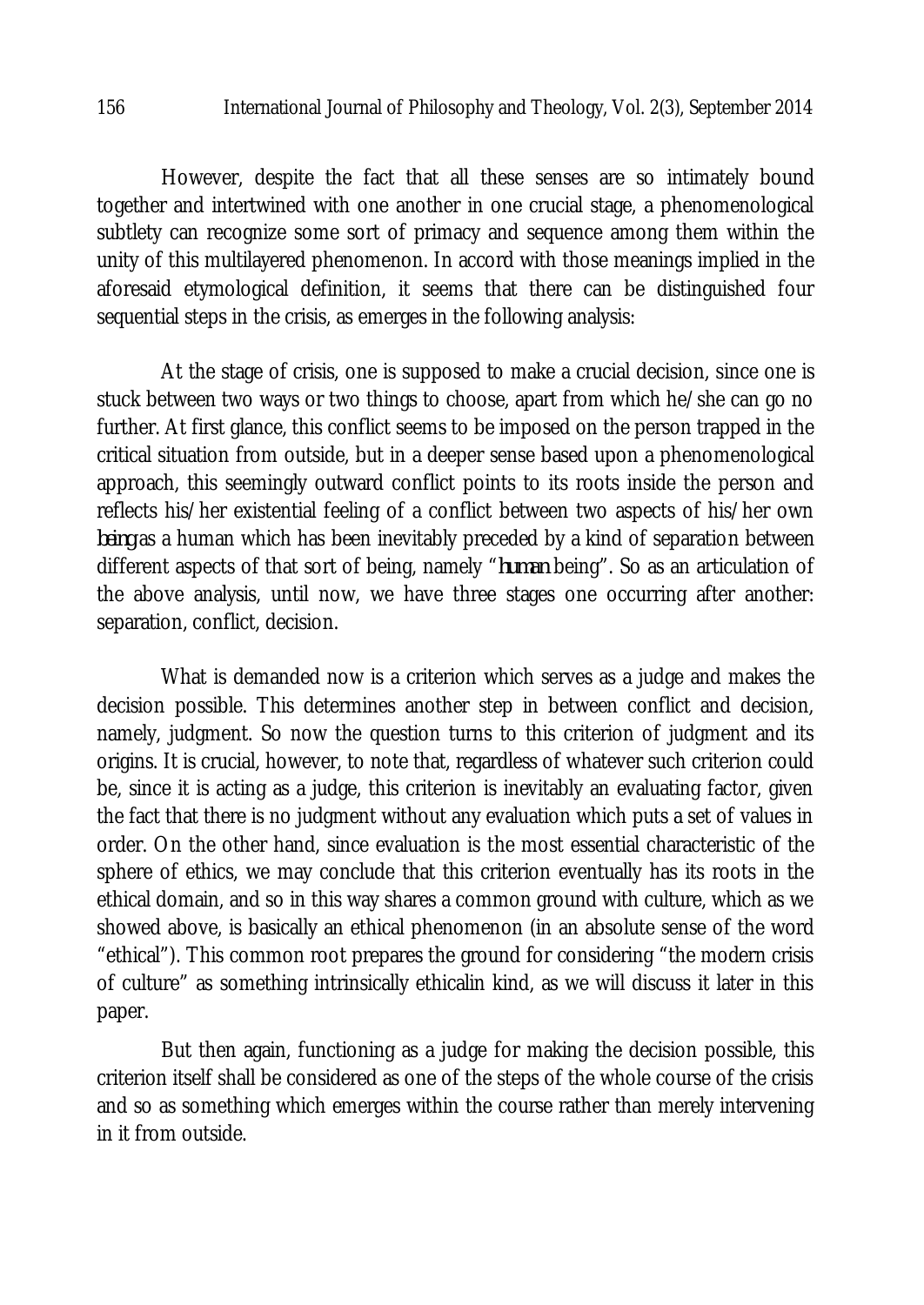However, despite the fact that all these senses are so intimately bound together and intertwined with one another in one crucial stage, a phenomenological subtlety can recognize some sort of primacy and sequence among them within the unity of this multilayered phenomenon. In accord with those meanings implied in the aforesaid etymological definition, it seems that there can be distinguished four sequential steps in the crisis, as emerges in the following analysis:

At the stage of crisis, one is supposed to make a crucial decision, since one is stuck between two ways or two things to choose, apart from which he/she can go no further. At first glance, this conflict seems to be imposed on the person trapped in the critical situation from outside, but in a deeper sense based upon a phenomenological approach, this seemingly outward conflict points to its roots inside the person and reflects his/her existential feeling of a conflict between two aspects of his/her own *being* as a human which has been inevitably preceded by a kind of separation between different aspects of that sort of being, namely "*human* being". So as an articulation of the above analysis, until now, we have three stages one occurring after another: separation, conflict, decision.

What is demanded now is a criterion which serves as a judge and makes the decision possible. This determines another step in between conflict and decision, namely, judgment. So now the question turns to this criterion of judgment and its origins. It is crucial, however, to note that, regardless of whatever such criterion could be, since it is acting as a judge, this criterion is inevitably an evaluating factor, given the fact that there is no judgment without any evaluation which puts a set of values in order. On the other hand, since evaluation is the most essential characteristic of the sphere of ethics, we may conclude that this criterion eventually has its roots in the ethical domain, and so in this way shares a common ground with culture, which as we showed above, is basically an ethical phenomenon (in an absolute sense of the word "ethical"). This common root prepares the ground for considering "the modern crisis of culture" as something intrinsically ethicalin kind, as we will discuss it later in this paper.

But then again, functioning as a judge for making the decision possible, this criterion itself shall be considered as one of the steps of the whole course of the crisis and so as something which emerges within the course rather than merely intervening in it from outside.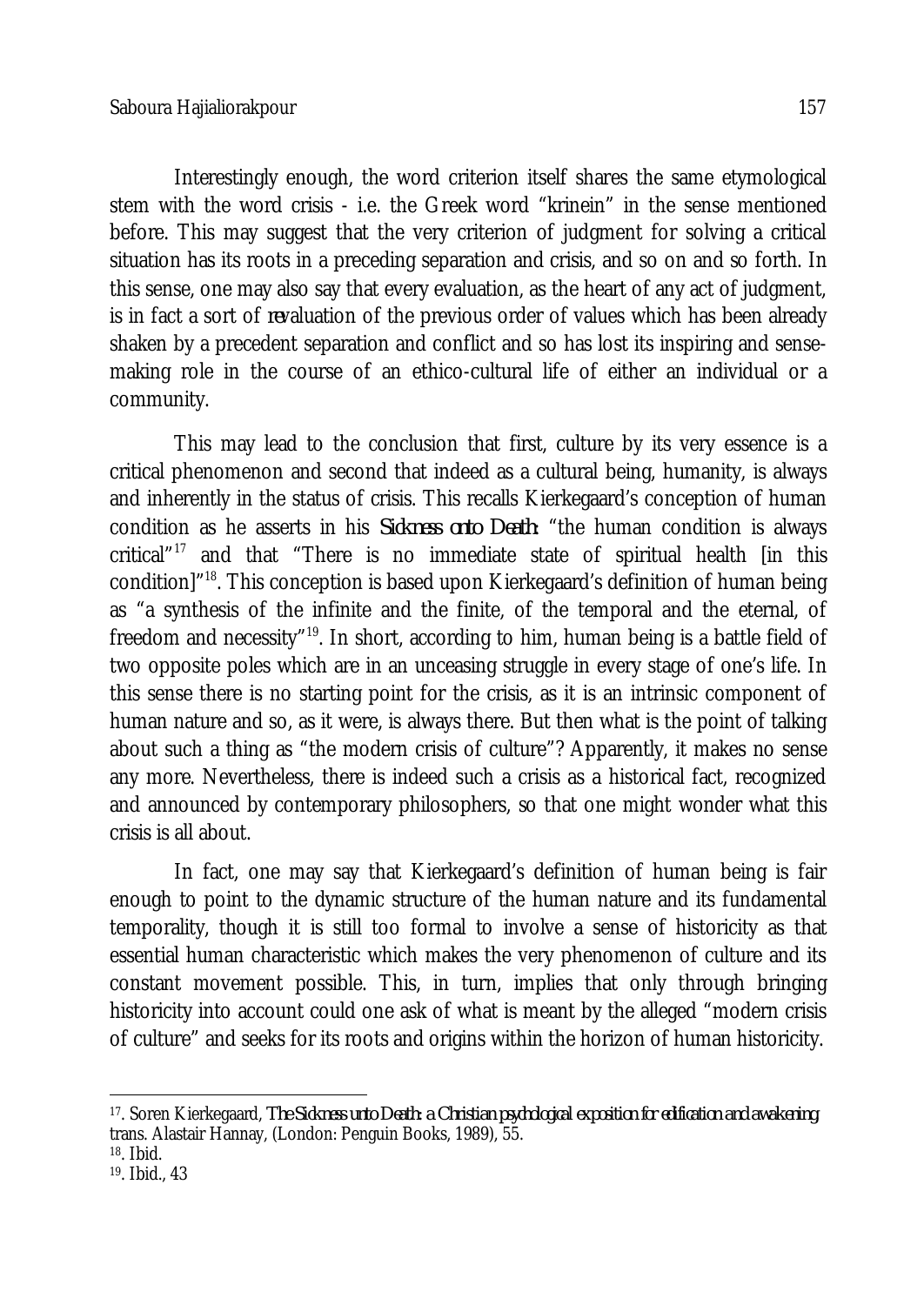Interestingly enough, the word criterion itself shares the same etymological stem with the word crisis - i.e. the Greek word "krinein" in the sense mentioned before. This may suggest that the very criterion of judgment for solving a critical situation has its roots in a preceding separation and crisis, and so on and so forth. In this sense, one may also say that every evaluation, as the heart of any act of judgment, is in fact a sort of *re*valuation of the previous order of values which has been already shaken by a precedent separation and conflict and so has lost its inspiring and sense-making role in the course of an ethico-cultural life of either an individual or a community.

This may lead to the conclusion that first, culture by its very essence is a critical phenomenon and second that indeed as a cultural being, humanity, is always and inherently in the status of crisis. This recalls Kierkegaard's conception of human condition as he asserts in his *Sickness onto Death*: "the human condition is always critical"[17] and that "There is no immediate state of spiritual health [in this condition]"[18]. This conception is based upon Kierkegaard's definition of human being as "a synthesis of the infinite and the finite, of the temporal and the eternal, of freedom and necessity"[19]. In short, according to him, human being is a battle field of two opposite poles which are in an unceasing struggle in every stage of one's life. In this sense there is no starting point for the crisis, as it is an intrinsic component of human nature and so, as it were, is always there. But then what is the point of talking about such a thing as "the modern crisis of culture"? Apparently, it makes no sense any more. Nevertheless, there is indeed such a crisis as a historical fact, recognized and announced by contemporary philosophers, so that one might wonder what this crisis is all about.

In fact, one may say that Kierkegaard's definition of human being is fair enough to point to the dynamic structure of the human nature and its fundamental temporality, though it is still too formal to involve a sense of historicity as that essential human characteristic which makes the very phenomenon of culture and its constant movement possible. This, in turn, implies that only through bringing historicity into account could one ask of what is meant by the alleged "modern crisis of culture" and seeks for its roots and origins within the horizon of human historicity.

---

17. Soren Kierkegaard, *The Sickness unto Death: a Christian psychological exposition for edification and awakening* trans. Alastair Hannay, (London: Penguin Books, 1989), 55.

18. Ibid.

19. Ibid., 43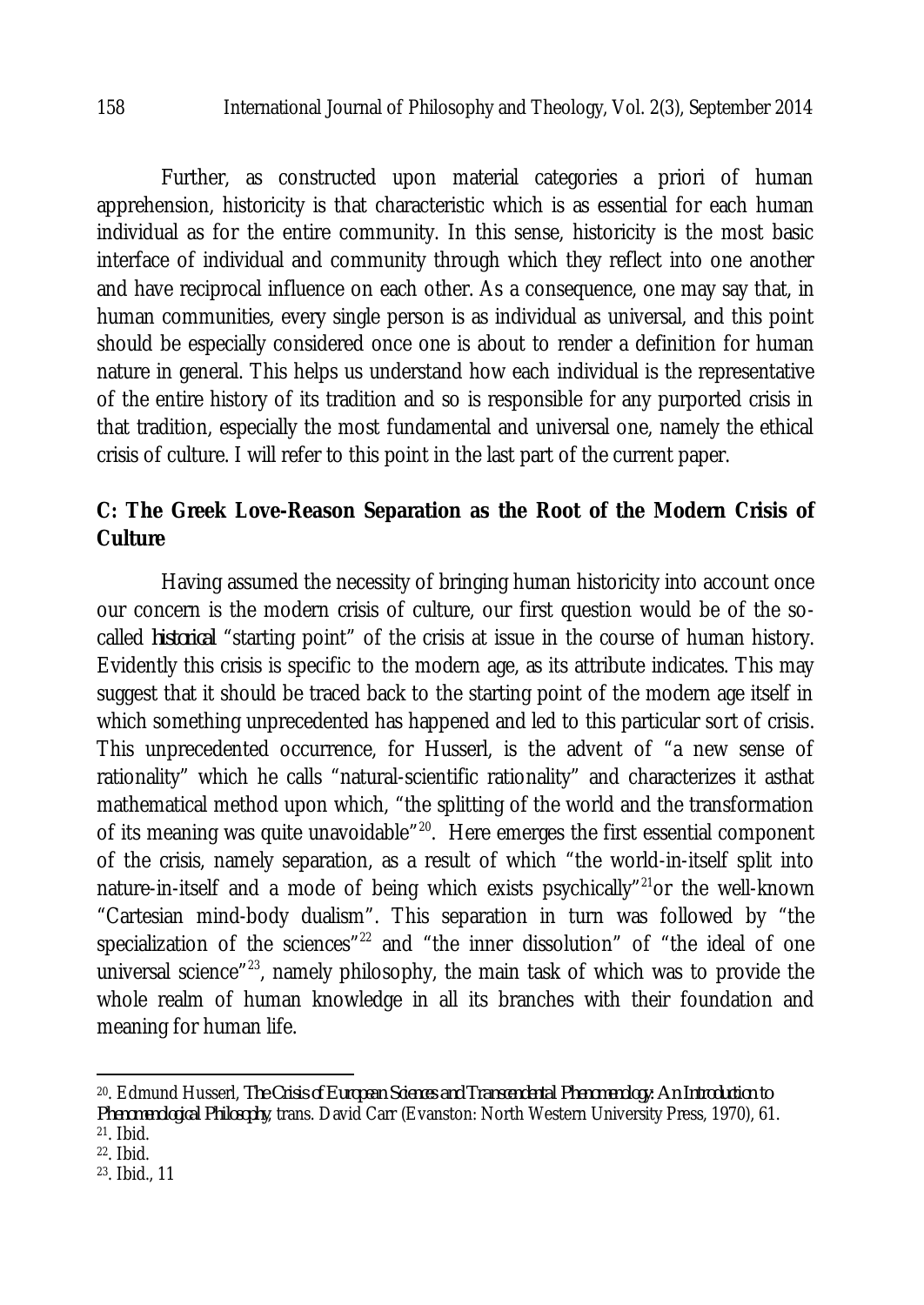Further, as constructed upon material categories a priori of human apprehension, historicity is that characteristic which is as essential for each human individual as for the entire community. In this sense, historicity is the most basic interface of individual and community through which they reflect into one another and have reciprocal influence on each other. As a consequence, one may say that, in human communities, every single person is as individual as universal, and this point should be especially considered once one is about to render a definition for human nature in general. This helps us understand how each individual is the representative of the entire history of its tradition and so is responsible for any purported crisis in that tradition, especially the most fundamental and universal one, namely the ethical crisis of culture. I will refer to this point in the last part of the current paper.

## C: The Greek Love-Reason Separation as the Root of the Modern Crisis of Culture

Having assumed the necessity of bringing human historicity into account once our concern is the modern crisis of culture, our first question would be of the so-called *historical* "starting point" of the crisis at issue in the course of human history. Evidently this crisis is specific to the modern age, as its attribute indicates. This may suggest that it should be traced back to the starting point of the modern age itself in which something unprecedented has happened and led to this particular sort of crisis. This unprecedented occurrence, for Husserl, is the advent of "a new sense of rationality" which he calls "natural-scientific rationality" and characterizes it asthat mathematical method upon which, "the splitting of the world and the transformation of its meaning was quite unavoidable"[20]. Here emerges the first essential component of the crisis, namely separation, as a result of which "the world-in-itself split into nature-in-itself and a mode of being which exists psychically"[21]or the well-known "Cartesian mind-body dualism". This separation in turn was followed by "the specialization of the sciences"[22] and "the inner dissolution" of "the ideal of one universal science"[23], namely philosophy, the main task of which was to provide the whole realm of human knowledge in all its branches with their foundation and meaning for human life.

---

20. Edmund Husserl, *The Crisis of European Sciences and Transcendental Phenomenology: An Introduction to Phenomenological Philosophy*, trans. David Carr (Evanston: North Western University Press, 1970), 61.

21. Ibid.

22. Ibid.

23. Ibid., 11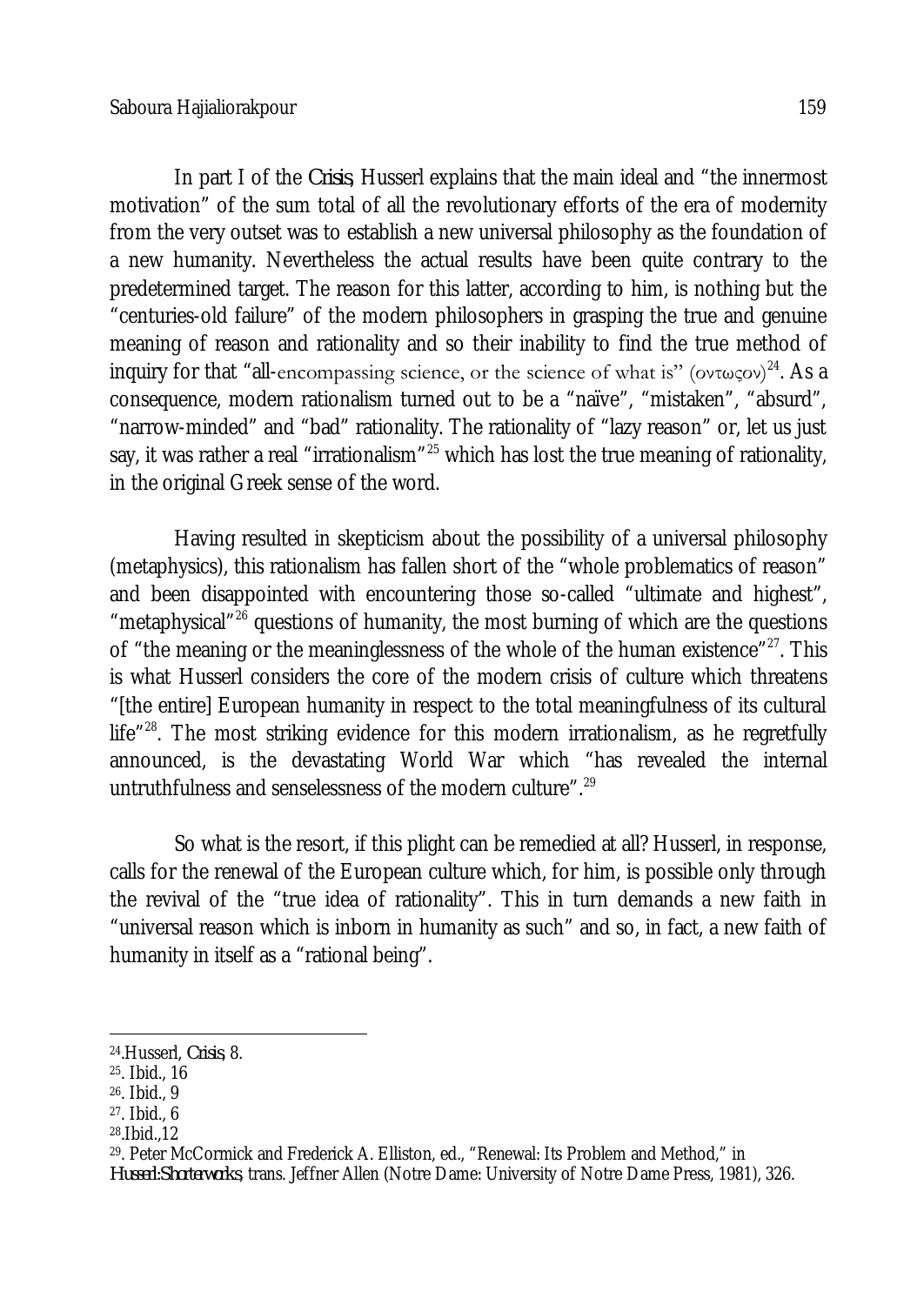In part I of the *Crisis*, Husserl explains that the main ideal and "the innermost motivation" of the sum total of all the revolutionary efforts of the era of modernity from the very outset was to establish a new universal philosophy as the foundation of a new humanity. Nevertheless the actual results have been quite contrary to the predetermined target. The reason for this latter, according to him, is nothing but the "centuries-old failure" of the modern philosophers in grasping the true and genuine meaning of reason and rationality and so their inability to find the true method of inquiry for that "all-encompassing science, or the science of what is" (οντωςον)[24]. As a consequence, modern rationalism turned out to be a "naïve", "mistaken", "absurd", "narrow-minded" and "bad" rationality. The rationality of "lazy reason" or, let us just say, it was rather a real "irrationalism"[25] which has lost the true meaning of rationality, in the original Greek sense of the word.

Having resulted in skepticism about the possibility of a universal philosophy (metaphysics), this rationalism has fallen short of the "whole problematics of reason" and been disappointed with encountering those so-called "ultimate and highest", "metaphysical"[26] questions of humanity, the most burning of which are the questions of "the meaning or the meaninglessness of the whole of the human existence"[27]. This is what Husserl considers the core of the modern crisis of culture which threatens "[the entire] European humanity in respect to the total meaningfulness of its cultural life"[28]. The most striking evidence for this modern irrationalism, as he regretfully announced, is the devastating World War which "has revealed the internal untruthfulness and senselessness of the modern culture".[29]

So what is the resort, if this plight can be remedied at all? Husserl, in response, calls for the renewal of the European culture which, for him, is possible only through the revival of the "true idea of rationality". This in turn demands a new faith in "universal reason which is inborn in humanity as such" and so, in fact, a new faith of humanity in itself as a "rational being".

---

24. Husserl, *Crisis*, 8.
25. Ibid., 16
26. Ibid., 9
27. Ibid., 6
28. Ibid.,12
29. Peter McCormick and Frederick A. Elliston, ed., "Renewal: Its Problem and Method," in *Husserl: Shorter works*, trans. Jeffner Allen (Notre Dame: University of Notre Dame Press, 1981), 326.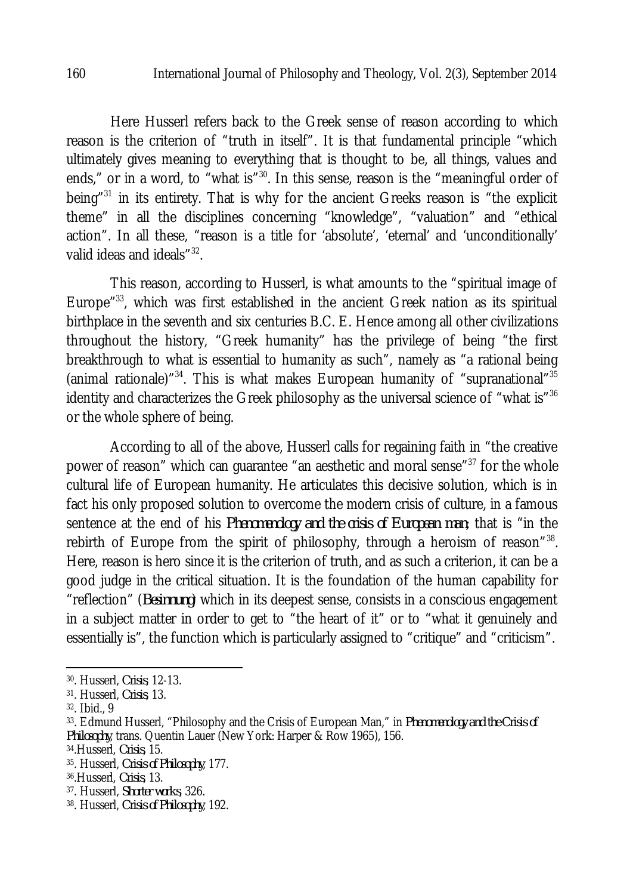Here Husserl refers back to the Greek sense of reason according to which reason is the criterion of "truth in itself". It is that fundamental principle "which ultimately gives meaning to everything that is thought to be, all things, values and ends," or in a word, to "what is"[30]. In this sense, reason is the "meaningful order of being"[31] in its entirety. That is why for the ancient Greeks reason is "the explicit theme" in all the disciplines concerning "knowledge", "valuation" and "ethical action". In all these, "reason is a title for 'absolute', 'eternal' and 'unconditionally' valid ideas and ideals"[32].

This reason, according to Husserl, is what amounts to the "spiritual image of Europe"[33], which was first established in the ancient Greek nation as its spiritual birthplace in the seventh and six centuries B.C. E. Hence among all other civilizations throughout the history, "Greek humanity" has the privilege of being "the first breakthrough to what is essential to humanity as such", namely as "a rational being (animal rationale)"[34]. This is what makes European humanity of "supranational"[35] identity and characterizes the Greek philosophy as the universal science of "what is"[36] or the whole sphere of being.

According to all of the above, Husserl calls for regaining faith in "the creative power of reason" which can guarantee "an aesthetic and moral sense"[37] for the whole cultural life of European humanity. He articulates this decisive solution, which is in fact his only proposed solution to overcome the modern crisis of culture, in a famous sentence at the end of his *Phenomenology and the crisis of European man*; that is "in the rebirth of Europe from the spirit of philosophy, through a heroism of reason"[38]. Here, reason is hero since it is the criterion of truth, and as such a criterion, it can be a good judge in the critical situation. It is the foundation of the human capability for "reflection" (*Besinnung*) which in its deepest sense, consists in a conscious engagement in a subject matter in order to get to "the heart of it" or to "what it genuinely and essentially is", the function which is particularly assigned to "critique" and "criticism".

---

30. Husserl, *Crisis*, 12-13.
31. Husserl, *Crisis*, 13.
32. Ibid., 9
33. Edmund Husserl, "Philosophy and the Crisis of European Man," in *Phenomenology and the Crisis of Philosophy*, trans. Quentin Lauer (New York: Harper & Row 1965), 156.
34. Husserl, *Crisis*, 15.
35. Husserl, *Crisis of Philosophy*, 177.
36. Husserl, *Crisis*, 13.
37. Husserl, *Shorter works*, 326.
38. Husserl, *Crisis of Philosophy*, 192.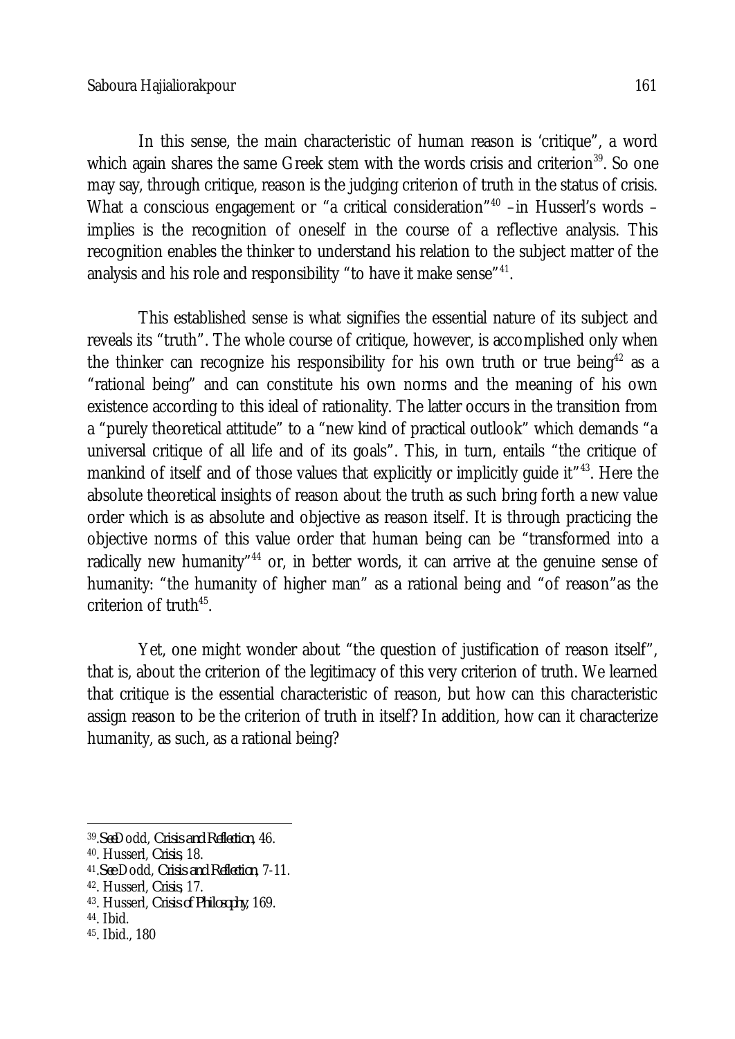In this sense, the main characteristic of human reason is 'critique", a word which again shares the same Greek stem with the words crisis and criterion[39]. So one may say, through critique, reason is the judging criterion of truth in the status of crisis. What a conscious engagement or "a critical consideration"[40] –in Husserl's words – implies is the recognition of oneself in the course of a reflective analysis. This recognition enables the thinker to understand his relation to the subject matter of the analysis and his role and responsibility "to have it make sense"[41].

This established sense is what signifies the essential nature of its subject and reveals its "truth". The whole course of critique, however, is accomplished only when the thinker can recognize his responsibility for his own truth or true being[42] as a "rational being" and can constitute his own norms and the meaning of his own existence according to this ideal of rationality. The latter occurs in the transition from a "purely theoretical attitude" to a "new kind of practical outlook" which demands "a universal critique of all life and of its goals". This, in turn, entails "the critique of mankind of itself and of those values that explicitly or implicitly guide it"[43]. Here the absolute theoretical insights of reason about the truth as such bring forth a new value order which is as absolute and objective as reason itself. It is through practicing the objective norms of this value order that human being can be "transformed into a radically new humanity"[44] or, in better words, it can arrive at the genuine sense of humanity: "the humanity of higher man" as a rational being and "of reason"as the criterion of truth[45].

Yet, one might wonder about "the question of justification of reason itself", that is, about the criterion of the legitimacy of this very criterion of truth. We learned that critique is the essential characteristic of reason, but how can this characteristic assign reason to be the criterion of truth in itself? In addition, how can it characterize humanity, as such, as a rational being?

---

39. *See* Dodd, *Crisis and Reflection*, 46.
40. Husserl, *Crisis*, 18.
41. *See* Dodd, *Crisis and Reflection*, 7-11.
42. Husserl, *Crisis*, 17.
43. Husserl, *Crisis of Philosophy*, 169.
44. Ibid.
45. Ibid., 180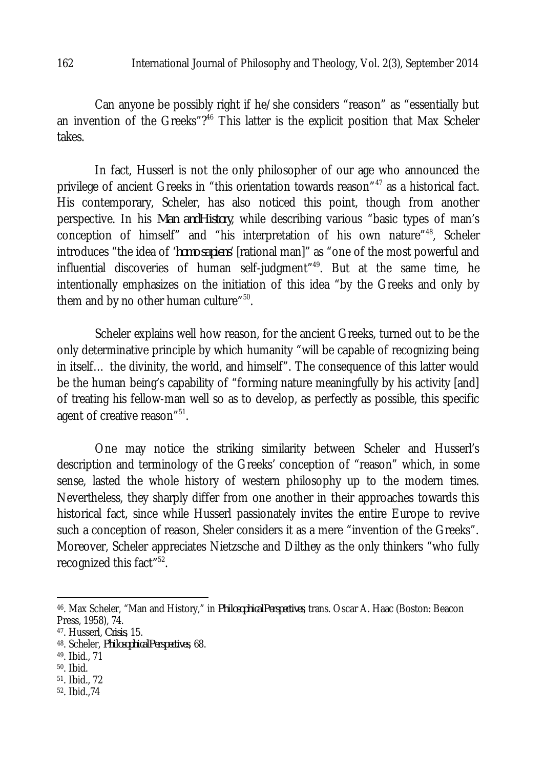Can anyone be possibly right if he/she considers "reason" as "essentially but an invention of the Greeks"?[46] This latter is the explicit position that Max Scheler takes.

In fact, Husserl is not the only philosopher of our age who announced the privilege of ancient Greeks in "this orientation towards reason"[47] as a historical fact. His contemporary, Scheler, has also noticed this point, though from another perspective. In his *Man and History*, while describing various "basic types of man's conception of himself" and "his interpretation of his own nature"[48], Scheler introduces "the idea of '*homo sapiens*' [rational man]" as "one of the most powerful and influential discoveries of human self-judgment"[49]. But at the same time, he intentionally emphasizes on the initiation of this idea "by the Greeks and only by them and by no other human culture"[50].

Scheler explains well how reason, for the ancient Greeks, turned out to be the only determinative principle by which humanity "will be capable of recognizing being in itself… the divinity, the world, and himself". The consequence of this latter would be the human being's capability of "forming nature meaningfully by his activity [and] of treating his fellow-man well so as to develop, as perfectly as possible, this specific agent of creative reason"[51].

One may notice the striking similarity between Scheler and Husserl's description and terminology of the Greeks' conception of "reason" which, in some sense, lasted the whole history of western philosophy up to the modern times. Nevertheless, they sharply differ from one another in their approaches towards this historical fact, since while Husserl passionately invites the entire Europe to revive such a conception of reason, Sheler considers it as a mere "invention of the Greeks". Moreover, Scheler appreciates Nietzsche and Dilthey as the only thinkers "who fully recognized this fact"[52].

---

46. Max Scheler, "Man and History," in *Philosophical Perspectives*, trans. Oscar A. Haac (Boston: Beacon Press, 1958), 74.
47. Husserl, *Crisis*, 15.
48. Scheler, *Philosophical Perspectives*, 68.
49. Ibid., 71
50. Ibid.
51. Ibid., 72
52. Ibid.,74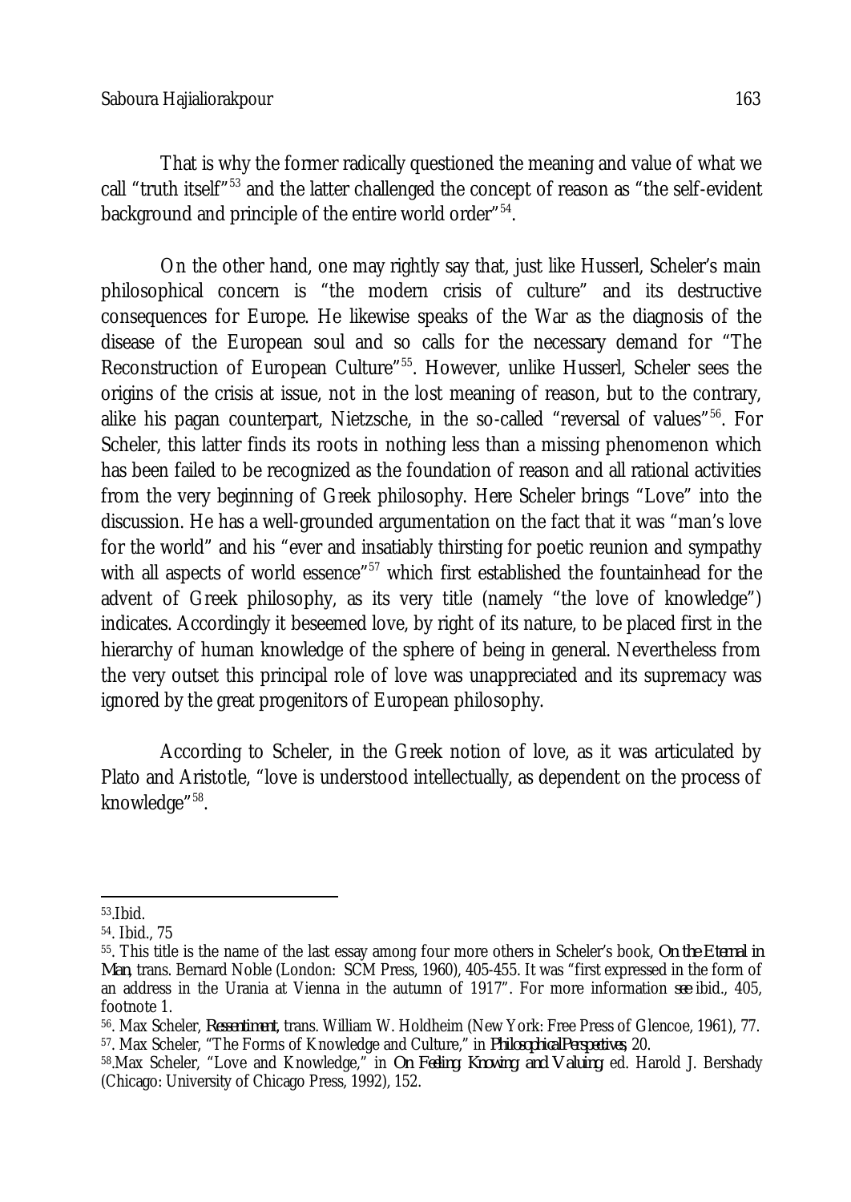That is why the former radically questioned the meaning and value of what we call "truth itself"[53] and the latter challenged the concept of reason as "the self-evident background and principle of the entire world order"[54].

On the other hand, one may rightly say that, just like Husserl, Scheler's main philosophical concern is "the modern crisis of culture" and its destructive consequences for Europe. He likewise speaks of the War as the diagnosis of the disease of the European soul and so calls for the necessary demand for "The Reconstruction of European Culture"[55]. However, unlike Husserl, Scheler sees the origins of the crisis at issue, not in the lost meaning of reason, but to the contrary, alike his pagan counterpart, Nietzsche, in the so-called "reversal of values"[56]. For Scheler, this latter finds its roots in nothing less than a missing phenomenon which has been failed to be recognized as the foundation of reason and all rational activities from the very beginning of Greek philosophy. Here Scheler brings "Love" into the discussion. He has a well-grounded argumentation on the fact that it was "man's love for the world" and his "ever and insatiably thirsting for poetic reunion and sympathy with all aspects of world essence"[57] which first established the fountainhead for the advent of Greek philosophy, as its very title (namely "the love of knowledge") indicates. Accordingly it beseemed love, by right of its nature, to be placed first in the hierarchy of human knowledge of the sphere of being in general. Nevertheless from the very outset this principal role of love was unappreciated and its supremacy was ignored by the great progenitors of European philosophy.

According to Scheler, in the Greek notion of love, as it was articulated by Plato and Aristotle, "love is understood intellectually, as dependent on the process of knowledge"[58].

---

53. Ibid.

54. Ibid., 75

55. This title is the name of the last essay among four more others in Scheler's book, *On the Eternal in Man*, trans. Bernard Noble (London: SCM Press, 1960), 405-455. It was "first expressed in the form of an address in the Urania at Vienna in the autumn of 1917". For more information *see* ibid., 405, footnote 1.

56. Max Scheler, *Ressentiment*, trans. William W. Holdheim (New York: Free Press of Glencoe, 1961), 77.

57. Max Scheler, "The Forms of Knowledge and Culture," in *Philosophical Perspectives*, 20.

58. Max Scheler, "Love and Knowledge," in *On Feeling, Knowing, and Valuing*, ed. Harold J. Bershady (Chicago: University of Chicago Press, 1992), 152.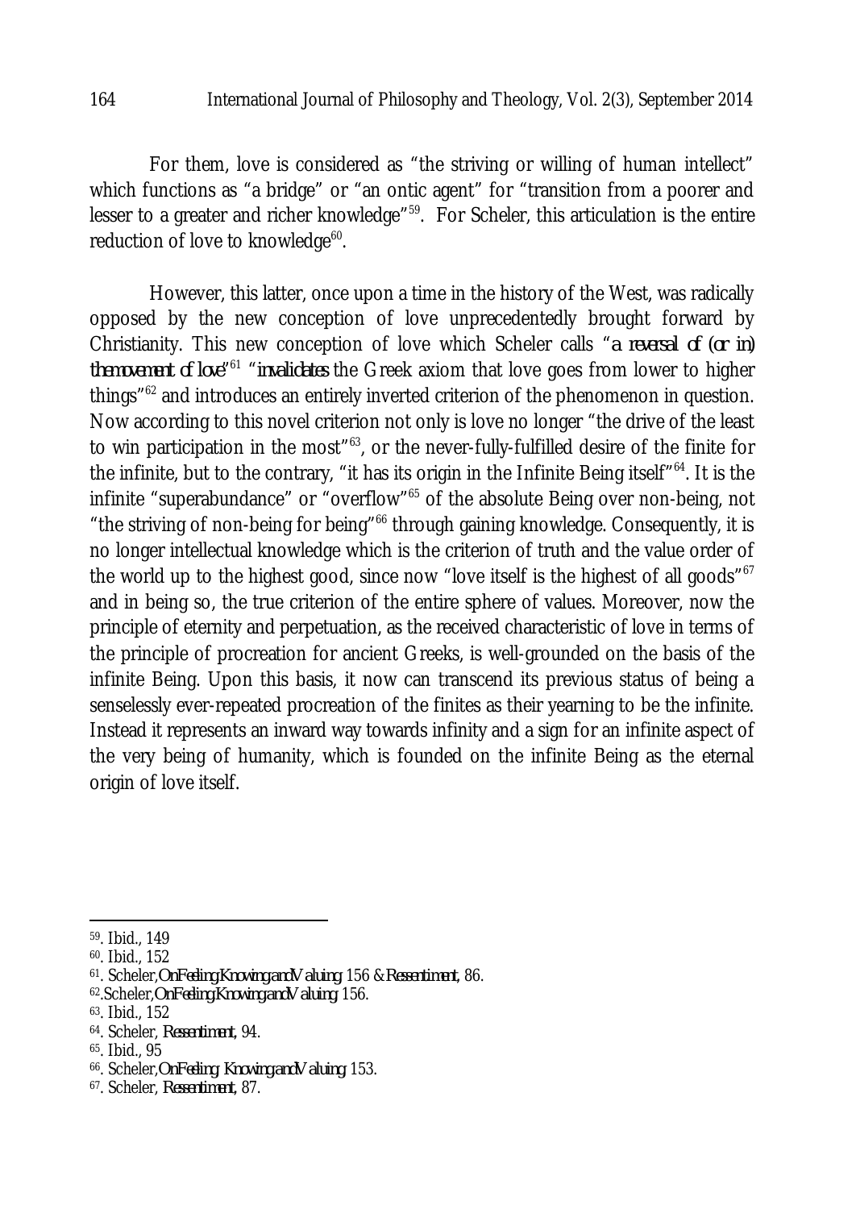For them, love is considered as "the striving or willing of human intellect" which functions as "a bridge" or "an ontic agent" for "transition from a poorer and lesser to a greater and richer knowledge"[59]. For Scheler, this articulation is the entire reduction of love to knowledge[60].

However, this latter, once upon a time in the history of the West, was radically opposed by the new conception of love unprecedentedly brought forward by Christianity. This new conception of love which Scheler calls "*a reversal of (or in) the movement of love*"[61] "*invalidates* the Greek axiom that love goes from lower to higher things"[62] and introduces an entirely inverted criterion of the phenomenon in question. Now according to this novel criterion not only is love no longer "the drive of the least to win participation in the most"[63], or the never-fully-fulfilled desire of the finite for the infinite, but to the contrary, "it has its origin in the Infinite Being itself"[64]. It is the infinite "superabundance" or "overflow"[65] of the absolute Being over non-being, not "the striving of non-being for being"[66] through gaining knowledge. Consequently, it is no longer intellectual knowledge which is the criterion of truth and the value order of the world up to the highest good, since now "love itself is the highest of all goods"[67] and in being so, the true criterion of the entire sphere of values. Moreover, now the principle of eternity and perpetuation, as the received characteristic of love in terms of the principle of procreation for ancient Greeks, is well-grounded on the basis of the infinite Being. Upon this basis, it now can transcend its previous status of being a senselessly ever-repeated procreation of the finites as their yearning to be the infinite. Instead it represents an inward way towards infinity and a sign for an infinite aspect of the very being of humanity, which is founded on the infinite Being as the eternal origin of love itself.

---

[59]. Ibid., 149

[60]. Ibid., 152

[61]. Scheler, *On Feeling Knowing and Valuing*, 156 & *Ressentiment*, 86.

[62]. Scheler, *On Feeling Knowing and Valuing*, 156.

[63]. Ibid., 152

[64]. Scheler, *Ressentiment*, 94.

[65]. Ibid., 95

[66]. Scheler, *On Feeling, Knowing and Valuing*, 153.

[67]. Scheler, *Ressentiment*, 87.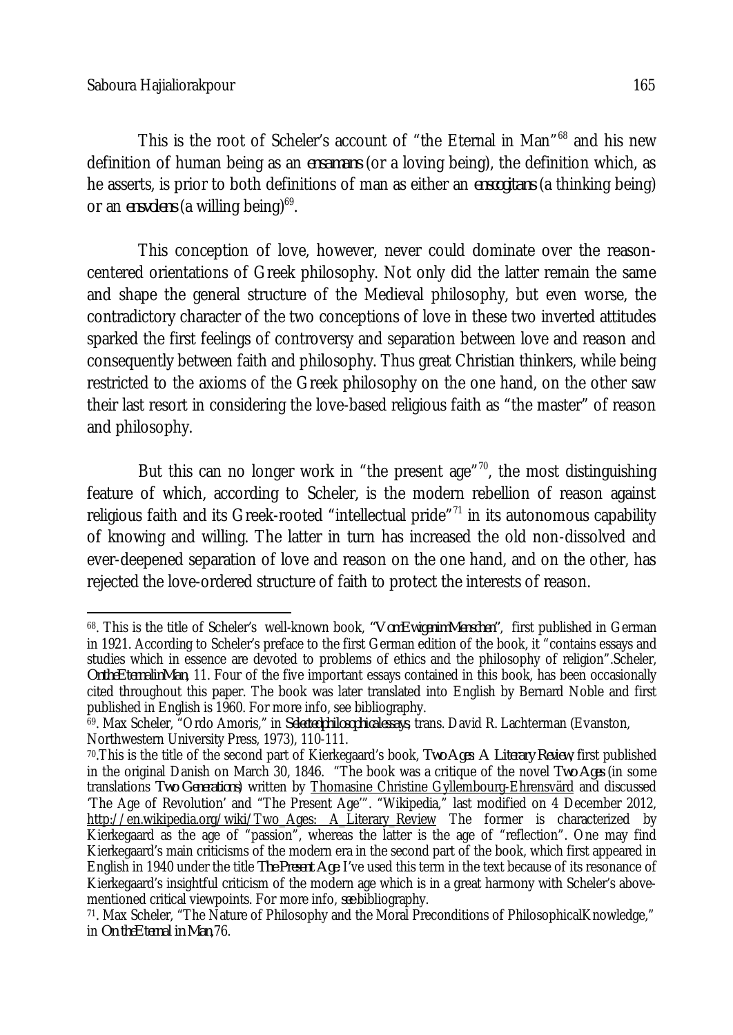This is the root of Scheler's account of "the Eternal in Man"[68] and his new definition of human being as an *ens amans* (or a loving being), the definition which, as he asserts, is prior to both definitions of man as either an *ens cogitans* (a thinking being) or an *ens volens* (a willing being)[69].

This conception of love, however, never could dominate over the reason-centered orientations of Greek philosophy. Not only did the latter remain the same and shape the general structure of the Medieval philosophy, but even worse, the contradictory character of the two conceptions of love in these two inverted attitudes sparked the first feelings of controversy and separation between love and reason and consequently between faith and philosophy. Thus great Christian thinkers, while being restricted to the axioms of the Greek philosophy on the one hand, on the other saw their last resort in considering the love-based religious faith as "the master" of reason and philosophy.

But this can no longer work in "the present age"[70], the most distinguishing feature of which, according to Scheler, is the modern rebellion of reason against religious faith and its Greek-rooted "intellectual pride"[71] in its autonomous capability of knowing and willing. The latter in turn has increased the old non-dissolved and ever-deepened separation of love and reason on the one hand, and on the other, has rejected the love-ordered structure of faith to protect the interests of reason.

---

[68]. This is the title of Scheler's well-known book, "*Vom Ewigen im Menschen*", first published in German in 1921. According to Scheler's preface to the first German edition of the book, it "contains essays and studies which in essence are devoted to problems of ethics and the philosophy of religion".Scheler, *On the Eternal in Man*, 11. Four of the five important essays contained in this book, has been occasionally cited throughout this paper. The book was later translated into English by Bernard Noble and first published in English is 1960. For more info, see bibliography.

[69]. Max Scheler, "Ordo Amoris," in *Selected philosophical essays*, trans. David R. Lachterman (Evanston, Northwestern University Press, 1973), 110-111.

[70].This is the title of the second part of Kierkegaard's book, *Two Ages: A Literary Review*, first published in the original Danish on March 30, 1846. "The book was a critique of the novel *Two Ages* (in some translations *Two Generations*) written by Thomasine Christine Gyllembourg-Ehrensvärd and discussed 'The Age of Revolution' and "The Present Age'". "Wikipedia," last modified on 4 December 2012, http://en.wikipedia.org/wiki/Two_Ages:_A_Literary_Review The former is characterized by Kierkegaard as the age of "passion", whereas the latter is the age of "reflection". One may find Kierkegaard's main criticisms of the modern era in the second part of the book, which first appeared in English in 1940 under the title *The Present Age*. I've used this term in the text because of its resonance of Kierkegaard's insightful criticism of the modern age which is in a great harmony with Scheler's above-mentioned critical viewpoints. For more info, *see* bibliography.

[71]. Max Scheler, "The Nature of Philosophy and the Moral Preconditions of PhilosophicalKnowledge," in *On the Eternal in Man*,76.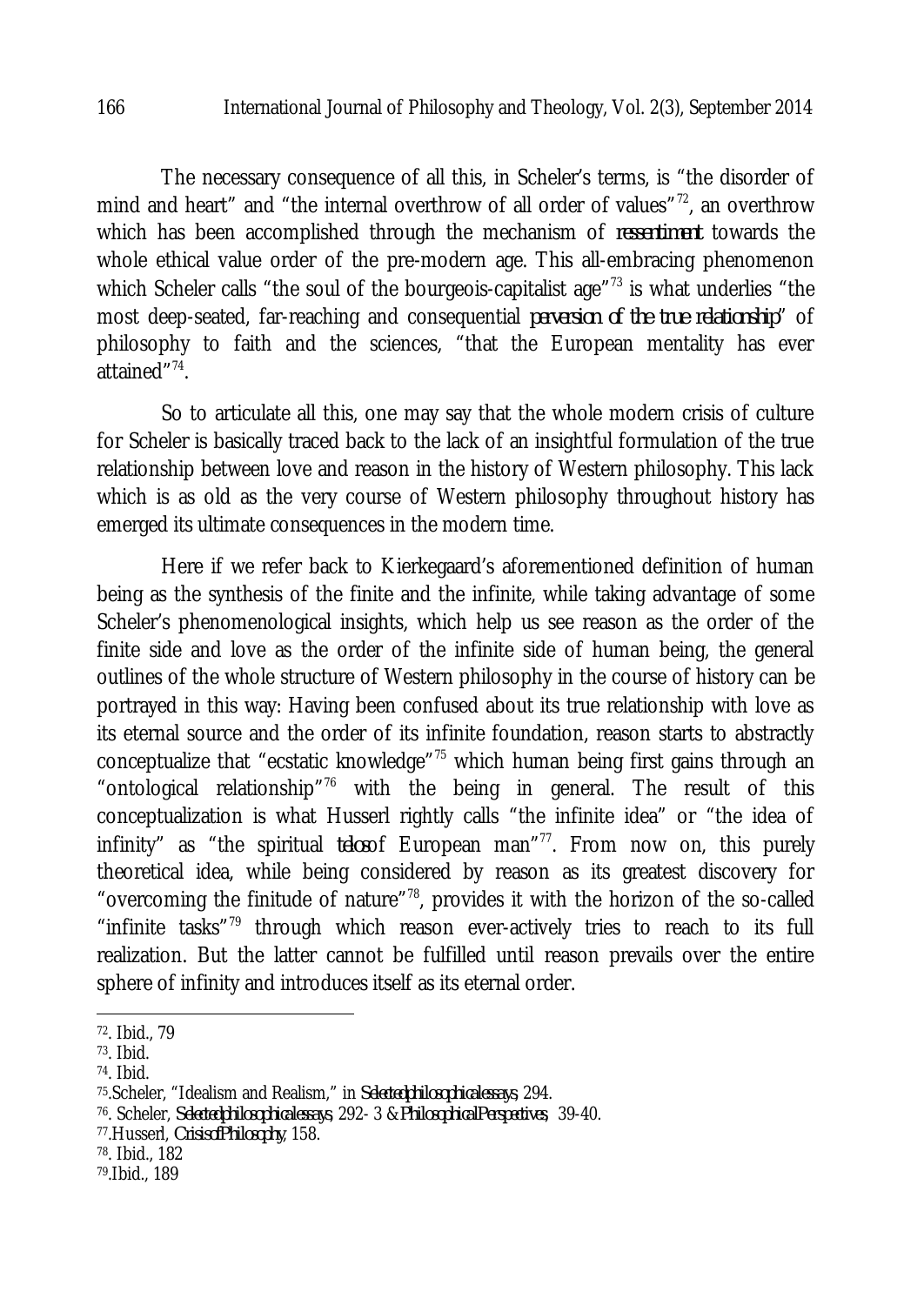The necessary consequence of all this, in Scheler's terms, is "the disorder of mind and heart" and "the internal overthrow of all order of values"[72], an overthrow which has been accomplished through the mechanism of *ressentiment* towards the whole ethical value order of the pre-modern age. This all-embracing phenomenon which Scheler calls "the soul of the bourgeois-capitalist age"[73] is what underlies "the most deep-seated, far-reaching and consequential *perversion of the true relationship*" of philosophy to faith and the sciences, "that the European mentality has ever attained"[74].

So to articulate all this, one may say that the whole modern crisis of culture for Scheler is basically traced back to the lack of an insightful formulation of the true relationship between love and reason in the history of Western philosophy. This lack which is as old as the very course of Western philosophy throughout history has emerged its ultimate consequences in the modern time.

Here if we refer back to Kierkegaard's aforementioned definition of human being as the synthesis of the finite and the infinite, while taking advantage of some Scheler's phenomenological insights, which help us see reason as the order of the finite side and love as the order of the infinite side of human being, the general outlines of the whole structure of Western philosophy in the course of history can be portrayed in this way: Having been confused about its true relationship with love as its eternal source and the order of its infinite foundation, reason starts to abstractly conceptualize that "ecstatic knowledge"[75] which human being first gains through an "ontological relationship"[76] with the being in general. The result of this conceptualization is what Husserl rightly calls "the infinite idea" or "the idea of infinity" as "the spiritual *telos* of European man"[77]. From now on, this purely theoretical idea, while being considered by reason as its greatest discovery for "overcoming the finitude of nature"[78], provides it with the horizon of the so-called "infinite tasks"[79] through which reason ever-actively tries to reach to its full realization. But the latter cannot be fulfilled until reason prevails over the entire sphere of infinity and introduces itself as its eternal order.

---

72. Ibid., 79
73. Ibid.
74. Ibid.
75. Scheler, "Idealism and Realism," in *Selected philosophical essays*, 294.
76. Scheler, *Selected philosophical essays*, 292- 3 & *Philosophical Perspectives*, 39-40.
77. Husserl, *Crisis of Philosophy*, 158.
78. Ibid., 182
79. Ibid., 189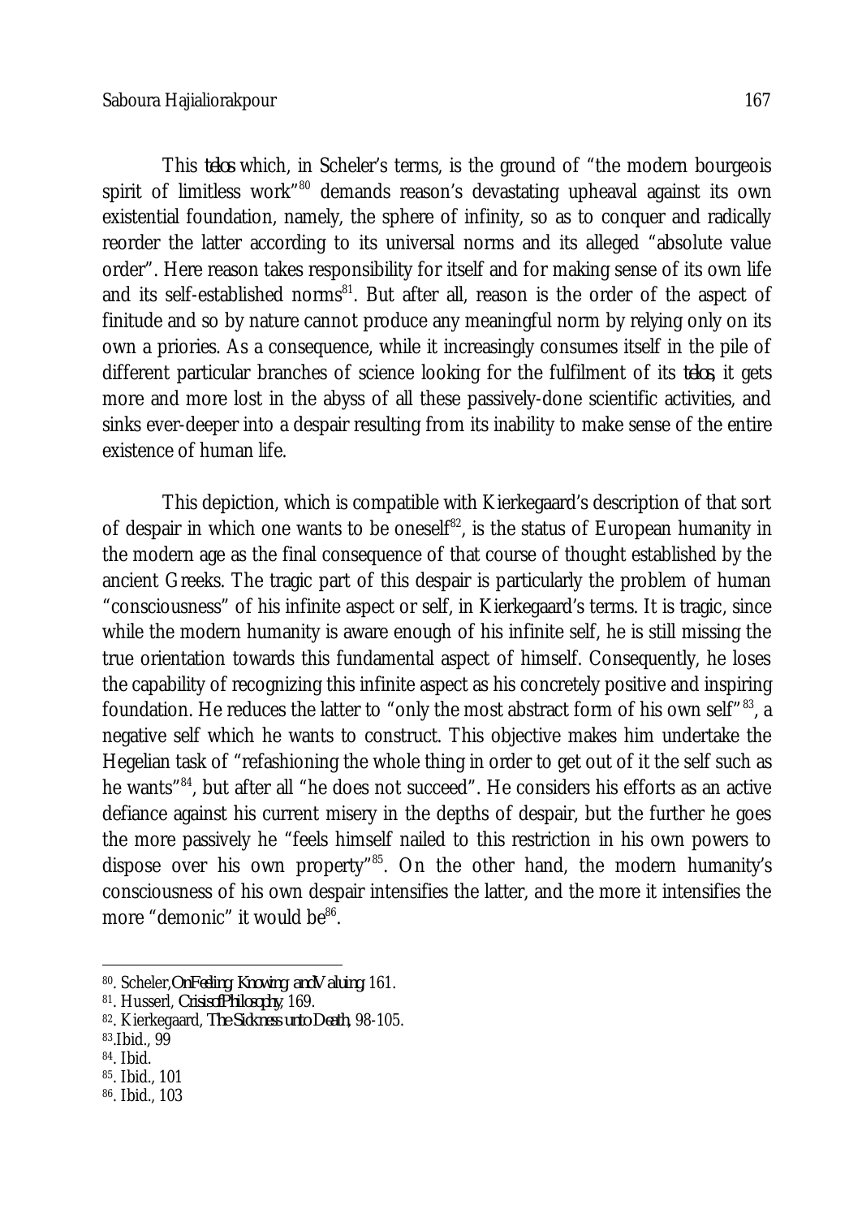This *telos* which, in Scheler's terms, is the ground of "the modern bourgeois spirit of limitless work"[80] demands reason's devastating upheaval against its own existential foundation, namely, the sphere of infinity, so as to conquer and radically reorder the latter according to its universal norms and its alleged "absolute value order". Here reason takes responsibility for itself and for making sense of its own life and its self-established norms[81]. But after all, reason is the order of the aspect of finitude and so by nature cannot produce any meaningful norm by relying only on its own a prioris. As a consequence, while it increasingly consumes itself in the pile of different particular branches of science looking for the fulfilment of its *telos*, it gets more and more lost in the abyss of all these passively-done scientific activities, and sinks ever-deeper into a despair resulting from its inability to make sense of the entire existence of human life.

This depiction, which is compatible with Kierkegaard's description of that sort of despair in which one wants to be oneself[82], is the status of European humanity in the modern age as the final consequence of that course of thought established by the ancient Greeks. The tragic part of this despair is particularly the problem of human "consciousness" of his infinite aspect or self, in Kierkegaard's terms. It is tragic, since while the modern humanity is aware enough of his infinite self, he is still missing the true orientation towards this fundamental aspect of himself. Consequently, he loses the capability of recognizing this infinite aspect as his concretely positive and inspiring foundation. He reduces the latter to "only the most abstract form of his own self"[83], a negative self which he wants to construct. This objective makes him undertake the Hegelian task of "refashioning the whole thing in order to get out of it the self such as he wants"[84], but after all "he does not succeed". He considers his efforts as an active defiance against his current misery in the depths of despair, but the further he goes the more passively he "feels himself nailed to this restriction in his own powers to dispose over his own property"[85]. On the other hand, the modern humanity's consciousness of his own despair intensifies the latter, and the more it intensifies the more "demonic" it would be[86].

---

80. Scheler, *On Feeling, Knowing, and Valuing*, 161.
81. Husserl, *Crisis of Philosophy*, 169.
82. Kierkegaard, *The Sickness unto Death*, 98-105.
83. Ibid., 99
84. Ibid.
85. Ibid., 101
86. Ibid., 103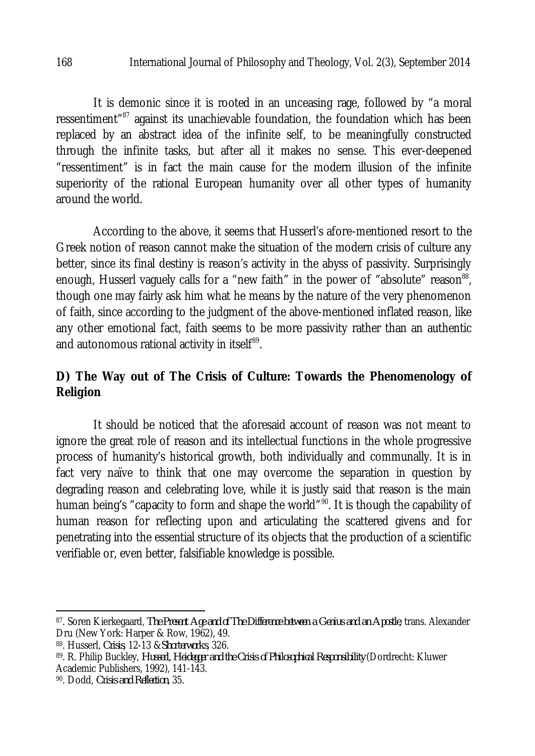It is demonic since it is rooted in an unceasing rage, followed by "a moral ressentiment"[87] against its unachievable foundation, the foundation which has been replaced by an abstract idea of the infinite self, to be meaningfully constructed through the infinite tasks, but after all it makes no sense. This ever-deepened "ressentiment" is in fact the main cause for the modern illusion of the infinite superiority of the rational European humanity over all other types of humanity around the world.

According to the above, it seems that Husserl's afore-mentioned resort to the Greek notion of reason cannot make the situation of the modern crisis of culture any better, since its final destiny is reason's activity in the abyss of passivity. Surprisingly enough, Husserl vaguely calls for a "new faith" in the power of "absolute" reason[88], though one may fairly ask him what he means by the nature of the very phenomenon of faith, since according to the judgment of the above-mentioned inflated reason, like any other emotional fact, faith seems to be more passivity rather than an authentic and autonomous rational activity in itself[89].

## D) The Way out of The Crisis of Culture: Towards the Phenomenology of Religion

It should be noticed that the aforesaid account of reason was not meant to ignore the great role of reason and its intellectual functions in the whole progressive process of humanity's historical growth, both individually and communally. It is in fact very naïve to think that one may overcome the separation in question by degrading reason and celebrating love, while it is justly said that reason is the main human being's "capacity to form and shape the world"[90]. It is though the capability of human reason for reflecting upon and articulating the scattered givens and for penetrating into the essential structure of its objects that the production of a scientific verifiable or, even better, falsifiable knowledge is possible.

---

87. Soren Kierkegaard, *The Present Age and of The Difference between a Genius and an Apostle*, trans. Alexander Dru (New York: Harper & Row, 1962), 49.

88. Husserl, *Crisis*, 12-13 & *Shorterworks*, 326.

89. R. Philip Buckley, *Husserl, Heidegger and the Crisis of Philosophical Responsibility* (Dordrecht: Kluwer Academic Publishers, 1992), 141-143.

90. Dodd, *Crisis and Reflection*, 35.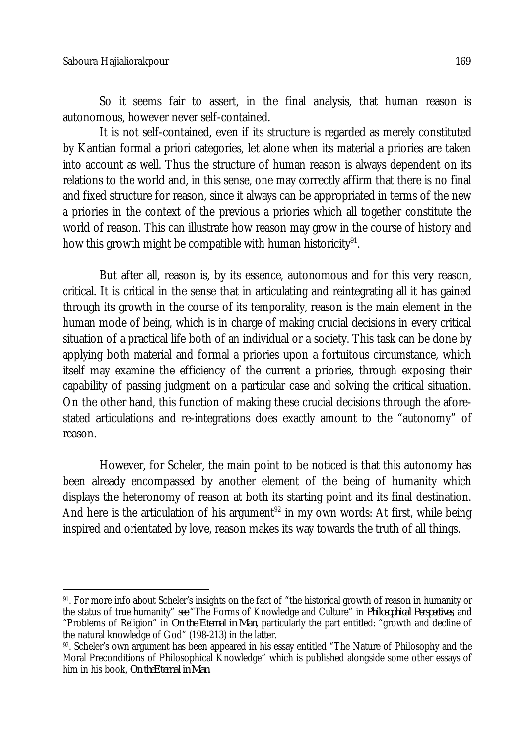So it seems fair to assert, in the final analysis, that human reason is autonomous, however never self-contained.

It is not self-contained, even if its structure is regarded as merely constituted by Kantian formal a priori categories, let alone when its material a priories are taken into account as well. Thus the structure of human reason is always dependent on its relations to the world and, in this sense, one may correctly affirm that there is no final and fixed structure for reason, since it always can be appropriated in terms of the new a priories in the context of the previous a priories which all together constitute the world of reason. This can illustrate how reason may grow in the course of history and how this growth might be compatible with human historicity[91].

But after all, reason is, by its essence, autonomous and for this very reason, critical. It is critical in the sense that in articulating and reintegrating all it has gained through its growth in the course of its temporality, reason is the main element in the human mode of being, which is in charge of making crucial decisions in every critical situation of a practical life both of an individual or a society. This task can be done by applying both material and formal a priories upon a fortuitous circumstance, which itself may examine the efficiency of the current a priories, through exposing their capability of passing judgment on a particular case and solving the critical situation. On the other hand, this function of making these crucial decisions through the afore-stated articulations and re-integrations does exactly amount to the "autonomy" of reason.

However, for Scheler, the main point to be noticed is that this autonomy has been already encompassed by another element of the being of humanity which displays the heteronomy of reason at both its starting point and its final destination. And here is the articulation of his argument[92] in my own words: At first, while being inspired and orientated by love, reason makes its way towards the truth of all things.

---

91. For more info about Scheler's insights on the fact of "the historical growth of reason in humanity or the status of true humanity" *see* "The Forms of Knowledge and Culture" in *Philosophical Perspectives*, and "Problems of Religion" in *On the Eternal in Man*, particularly the part entitled: "growth and decline of the natural knowledge of God" (198-213) in the latter.

92. Scheler's own argument has been appeared in his essay entitled "The Nature of Philosophy and the Moral Preconditions of Philosophical Knowledge" which is published alongside some other essays of him in his book, *On the Eternal in Man*.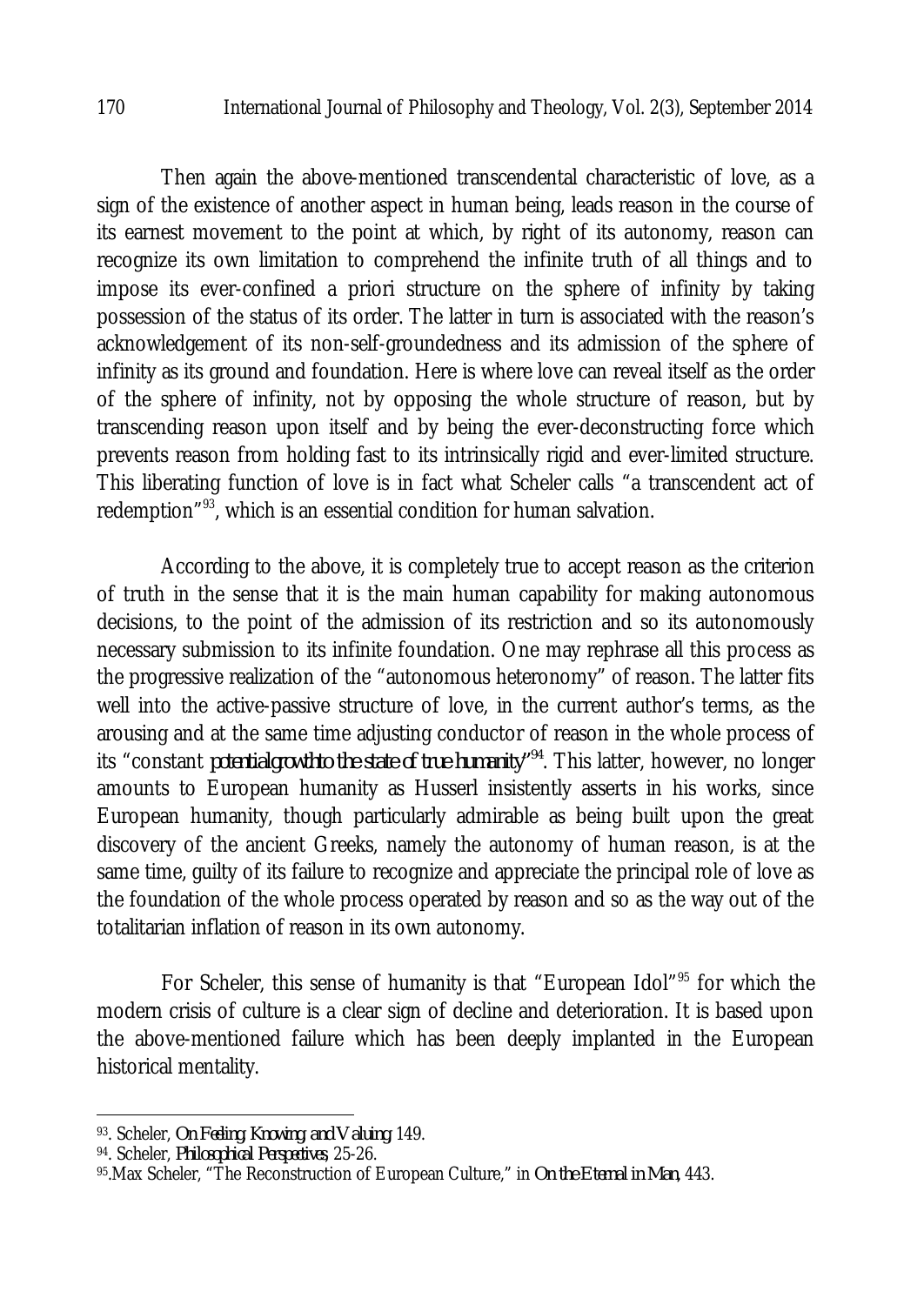Then again the above-mentioned transcendental characteristic of love, as a sign of the existence of another aspect in human being, leads reason in the course of its earnest movement to the point at which, by right of its autonomy, reason can recognize its own limitation to comprehend the infinite truth of all things and to impose its ever-confined a priori structure on the sphere of infinity by taking possession of the status of its order. The latter in turn is associated with the reason's acknowledgement of its non-self-groundedness and its admission of the sphere of infinity as its ground and foundation. Here is where love can reveal itself as the order of the sphere of infinity, not by opposing the whole structure of reason, but by transcending reason upon itself and by being the ever-deconstructing force which prevents reason from holding fast to its intrinsically rigid and ever-limited structure. This liberating function of love is in fact what Scheler calls "a transcendent act of redemption"[93], which is an essential condition for human salvation.

According to the above, it is completely true to accept reason as the criterion of truth in the sense that it is the main human capability for making autonomous decisions, to the point of the admission of its restriction and so its autonomously necessary submission to its infinite foundation. One may rephrase all this process as the progressive realization of the "autonomous heteronomy" of reason. The latter fits well into the active-passive structure of love, in the current author's terms, as the arousing and at the same time adjusting conductor of reason in the whole process of its "constant *potential growth to the state of true humanity*"[94]. This latter, however, no longer amounts to European humanity as Husserl insistently asserts in his works, since European humanity, though particularly admirable as being built upon the great discovery of the ancient Greeks, namely the autonomy of human reason, is at the same time, guilty of its failure to recognize and appreciate the principal role of love as the foundation of the whole process operated by reason and so as the way out of the totalitarian inflation of reason in its own autonomy.

For Scheler, this sense of humanity is that "European Idol"[95] for which the modern crisis of culture is a clear sign of decline and deterioration. It is based upon the above-mentioned failure which has been deeply implanted in the European historical mentality.

---

93. Scheler, *On Feeling, Knowing, and Valuing*, 149.

94. Scheler, *Philosophical Perspectives*, 25-26.

95. Max Scheler, "The Reconstruction of European Culture," in *On the Eternal in Man*, 443.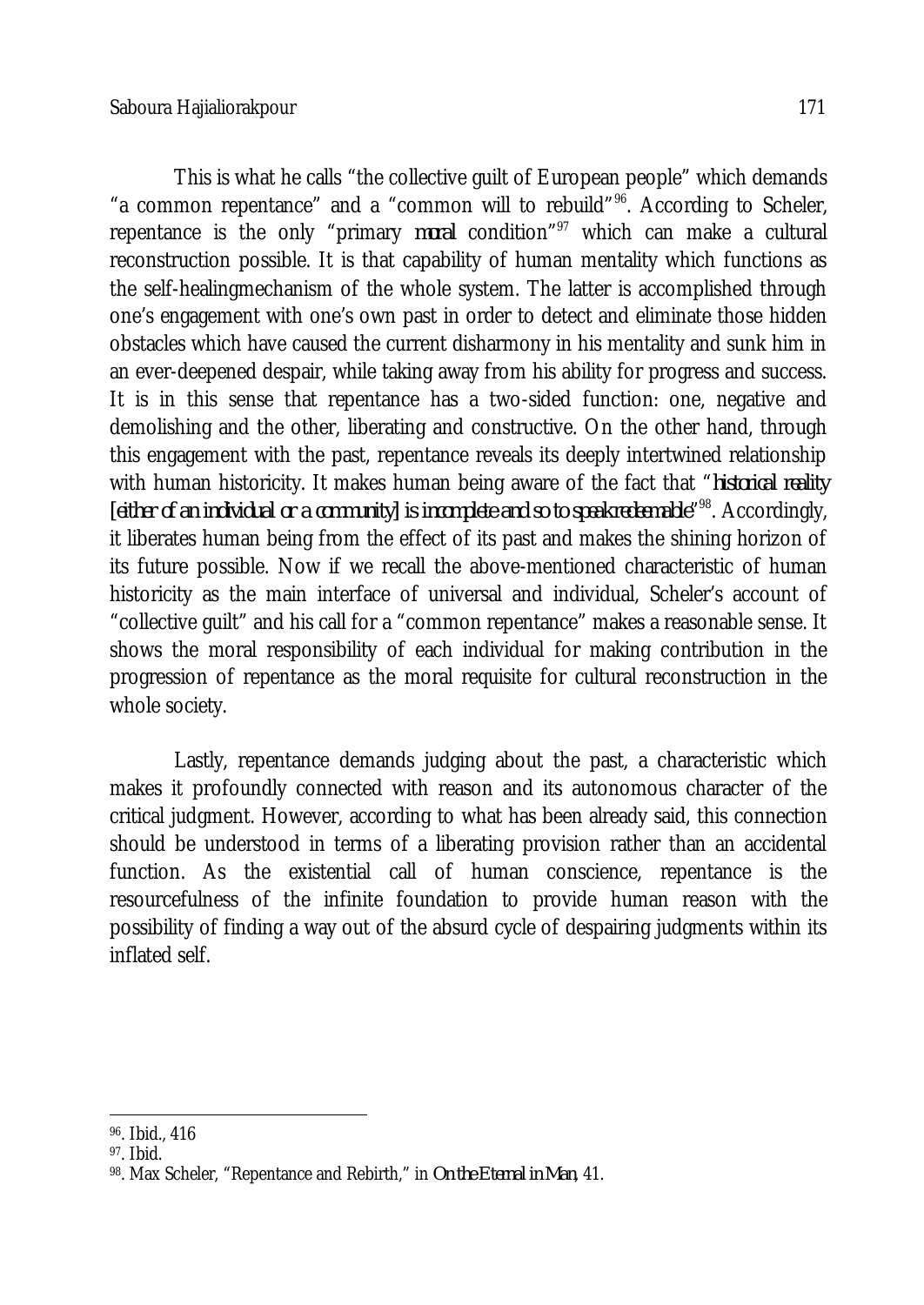This is what he calls "the collective guilt of European people" which demands "a common repentance" and a "common will to rebuild"[96]. According to Scheler, repentance is the only "primary *moral* condition"[97] which can make a cultural reconstruction possible. It is that capability of human mentality which functions as the self-healingmechanism of the whole system. The latter is accomplished through one's engagement with one's own past in order to detect and eliminate those hidden obstacles which have caused the current disharmony in his mentality and sunk him in an ever-deepened despair, while taking away from his ability for progress and success. It is in this sense that repentance has a two-sided function: one, negative and demolishing and the other, liberating and constructive. On the other hand, through this engagement with the past, repentance reveals its deeply intertwined relationship with human historicity. It makes human being aware of the fact that "*historical reality [either of an individual or a community] is incomplete and so to speak redeemable*"[98]. Accordingly, it liberates human being from the effect of its past and makes the shining horizon of its future possible. Now if we recall the above-mentioned characteristic of human historicity as the main interface of universal and individual, Scheler's account of "collective guilt" and his call for a "common repentance" makes a reasonable sense. It shows the moral responsibility of each individual for making contribution in the progression of repentance as the moral requisite for cultural reconstruction in the whole society.

Lastly, repentance demands judging about the past, a characteristic which makes it profoundly connected with reason and its autonomous character of the critical judgment. However, according to what has been already said, this connection should be understood in terms of a liberating provision rather than an accidental function. As the existential call of human conscience, repentance is the resourcefulness of the infinite foundation to provide human reason with the possibility of finding a way out of the absurd cycle of despairing judgments within its inflated self.

---

[96]. Ibid., 416

[97]. Ibid.

[98]. Max Scheler, "Repentance and Rebirth," in *On the Eternal in Man*, 41.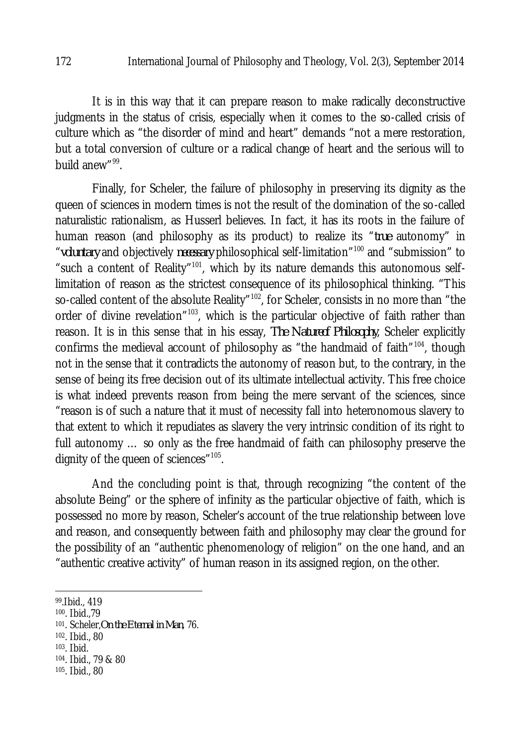It is in this way that it can prepare reason to make radically deconstructive judgments in the status of crisis, especially when it comes to the so-called crisis of culture which as "the disorder of mind and heart" demands "not a mere restoration, but a total conversion of culture or a radical change of heart and the serious will to build anew"[99].

Finally, for Scheler, the failure of philosophy in preserving its dignity as the queen of sciences in modern times is not the result of the domination of the so-called naturalistic rationalism, as Husserl believes. In fact, it has its roots in the failure of human reason (and philosophy as its product) to realize its "*true* autonomy" in "*voluntary* and objectively *necessary* philosophical self-limitation"[100] and "submission" to "such a content of Reality"[101], which by its nature demands this autonomous self-limitation of reason as the strictest consequence of its philosophical thinking. "This so-called content of the absolute Reality"[102], for Scheler, consists in no more than "the order of divine revelation"[103], which is the particular objective of faith rather than reason. It is in this sense that in his essay, *The Nature of Philosophy*, Scheler explicitly confirms the medieval account of philosophy as "the handmaid of faith"[104], though not in the sense that it contradicts the autonomy of reason but, to the contrary, in the sense of being its free decision out of its ultimate intellectual activity. This free choice is what indeed prevents reason from being the mere servant of the sciences, since "reason is of such a nature that it must of necessity fall into heteronomous slavery to that extent to which it repudiates as slavery the very intrinsic condition of its right to full autonomy … so only as the free handmaid of faith can philosophy preserve the dignity of the queen of sciences"[105].

And the concluding point is that, through recognizing "the content of the absolute Being" or the sphere of infinity as the particular objective of faith, which is possessed no more by reason, Scheler's account of the true relationship between love and reason, and consequently between faith and philosophy may clear the ground for the possibility of an "authentic phenomenology of religion" on the one hand, and an "authentic creative activity" of human reason in its assigned region, on the other.

---

99. Ibid., 419

100. Ibid.,79

101. Scheler, *On the Eternal in Man*, 76.

102. Ibid., 80

103. Ibid.

104. Ibid., 79 & 80

105. Ibid., 80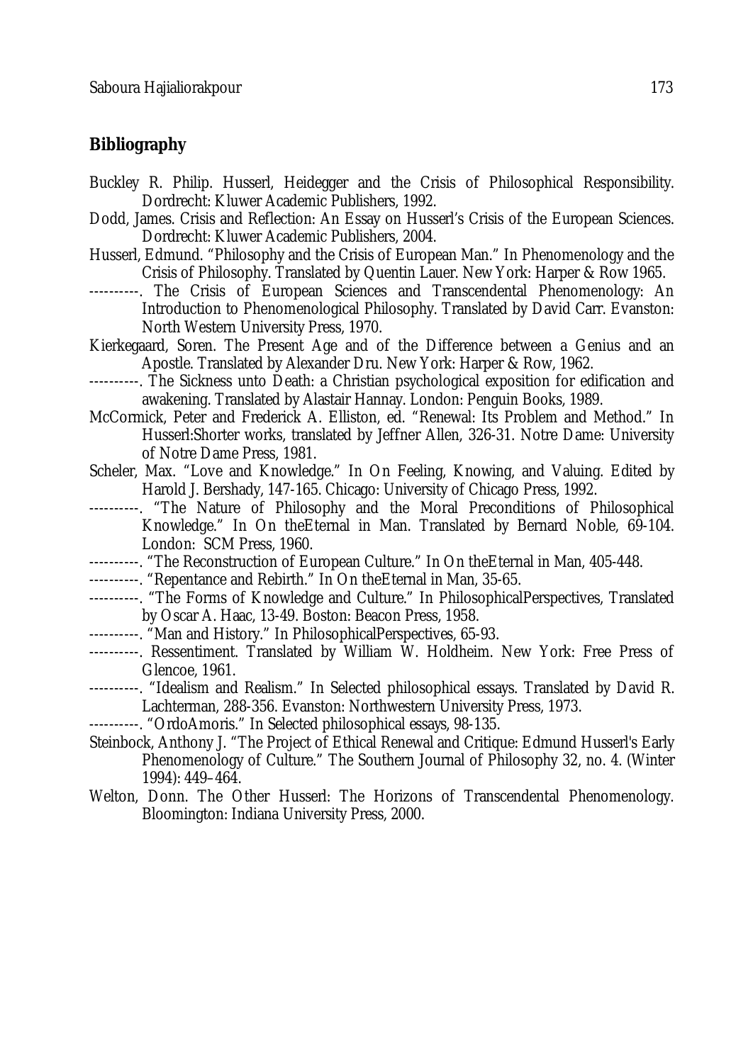## Bibliography

Buckley R. Philip. Husserl, Heidegger and the Crisis of Philosophical Responsibility. Dordrecht: Kluwer Academic Publishers, 1992.

Dodd, James. Crisis and Reflection: An Essay on Husserl's Crisis of the European Sciences. Dordrecht: Kluwer Academic Publishers, 2004.

Husserl, Edmund. "Philosophy and the Crisis of European Man." In Phenomenology and the Crisis of Philosophy. Translated by Quentin Lauer. New York: Harper & Row 1965.

----------. The Crisis of European Sciences and Transcendental Phenomenology: An Introduction to Phenomenological Philosophy. Translated by David Carr. Evanston: North Western University Press, 1970.

Kierkegaard, Soren. The Present Age and of the Difference between a Genius and an Apostle. Translated by Alexander Dru. New York: Harper & Row, 1962.

----------. The Sickness unto Death: a Christian psychological exposition for edification and awakening. Translated by Alastair Hannay. London: Penguin Books, 1989.

McCormick, Peter and Frederick A. Elliston, ed. "Renewal: Its Problem and Method." In Husserl:Shorter works, translated by Jeffner Allen, 326-31. Notre Dame: University of Notre Dame Press, 1981.

Scheler, Max. "Love and Knowledge." In On Feeling, Knowing, and Valuing. Edited by Harold J. Bershady, 147-165. Chicago: University of Chicago Press, 1992.

----------. "The Nature of Philosophy and the Moral Preconditions of Philosophical Knowledge." In On theEternal in Man. Translated by Bernard Noble, 69-104. London: SCM Press, 1960.

----------. "The Reconstruction of European Culture." In On theEternal in Man, 405-448.

----------. "Repentance and Rebirth." In On theEternal in Man, 35-65.

----------. "The Forms of Knowledge and Culture." In PhilosophicalPerspectives, Translated by Oscar A. Haac, 13-49. Boston: Beacon Press, 1958.

----------. "Man and History." In PhilosophicalPerspectives, 65-93.

----------. Ressentiment. Translated by William W. Holdheim. New York: Free Press of Glencoe, 1961.

----------. "Idealism and Realism." In Selected philosophical essays. Translated by David R. Lachterman, 288-356. Evanston: Northwestern University Press, 1973.

----------. "OrdoAmoris." In Selected philosophical essays, 98-135.

Steinbock, Anthony J. "The Project of Ethical Renewal and Critique: Edmund Husserl's Early Phenomenology of Culture." The Southern Journal of Philosophy 32, no. 4. (Winter 1994): 449–464.

Welton, Donn. The Other Husserl: The Horizons of Transcendental Phenomenology. Bloomington: Indiana University Press, 2000.